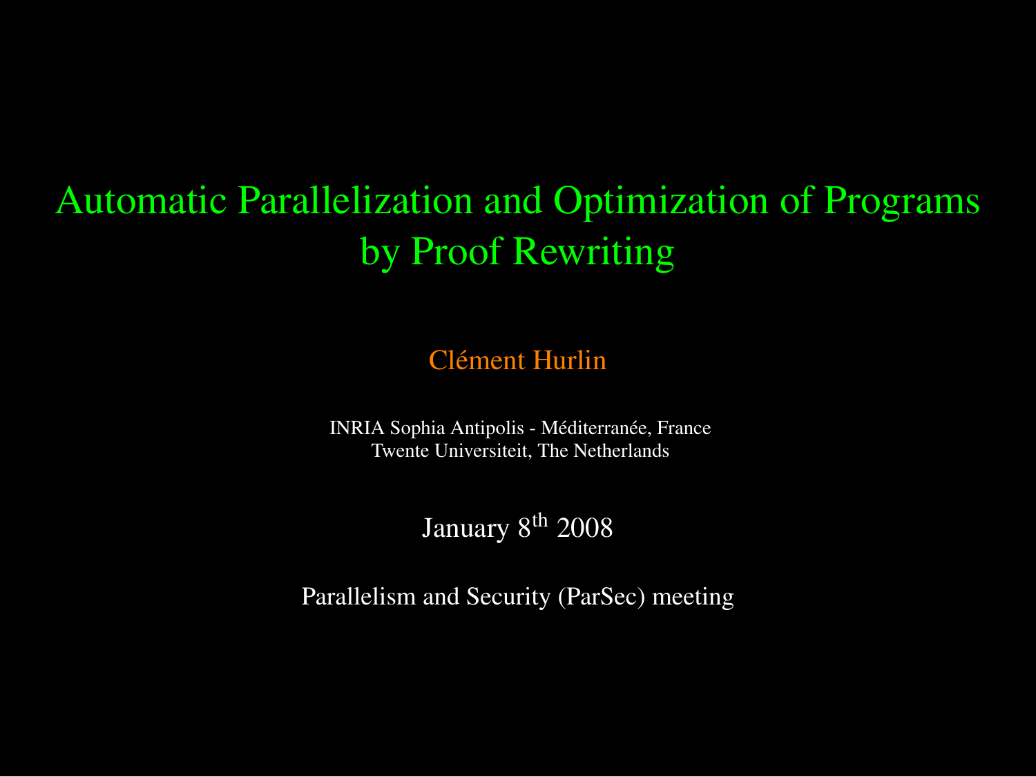# Automatic Parallelization and Optimization of Programs by Proof Rewriting

Clément Hurlin

INRIA Sophia Antipolis - Méditerranée, France
Twente Universiteit, The Netherlands

January 8$^{\text{th}}$ 2008

Parallelism and Security (ParSec) meeting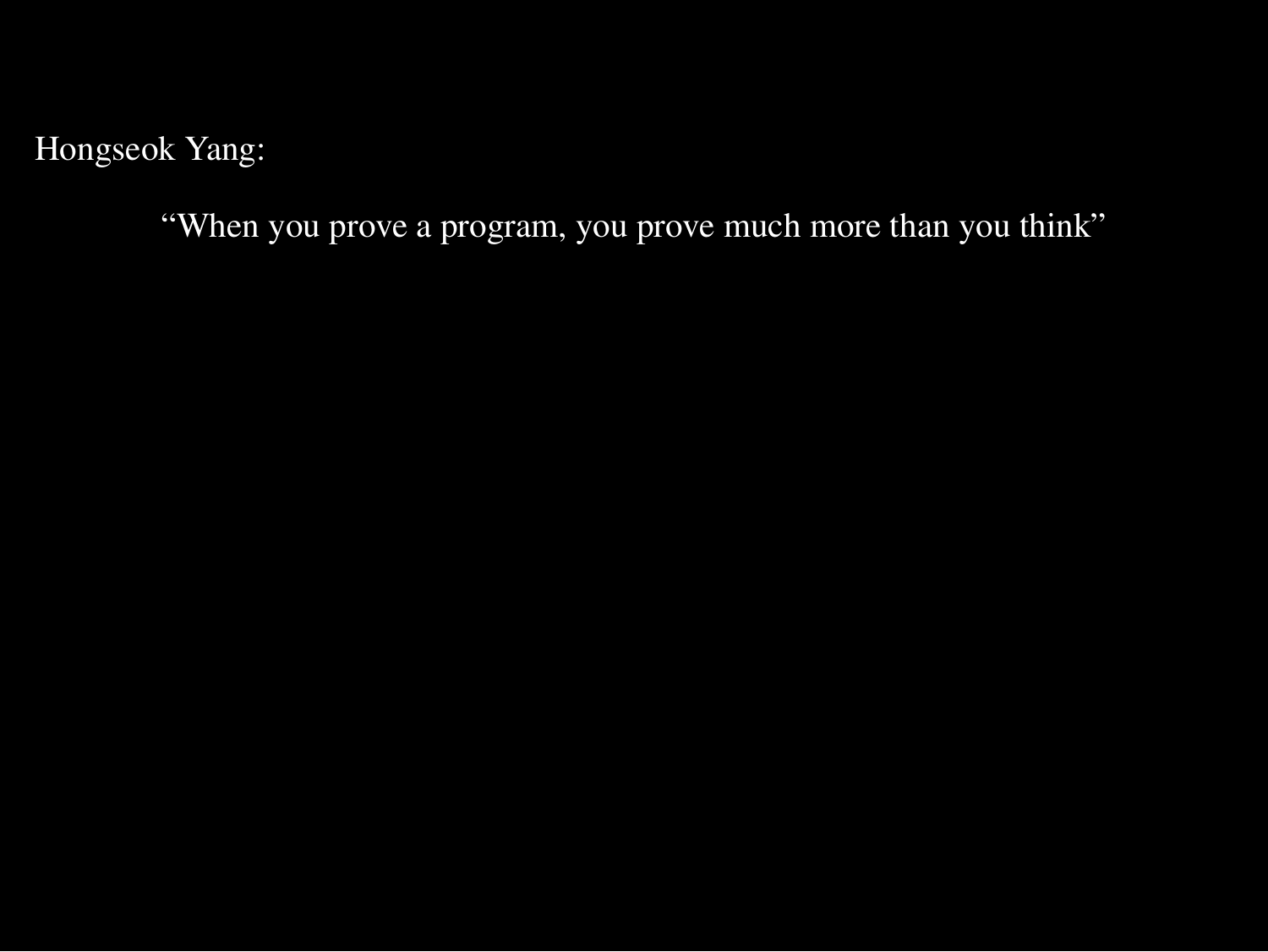Hongseok Yang:

> “When you prove a program, you prove much more than you think”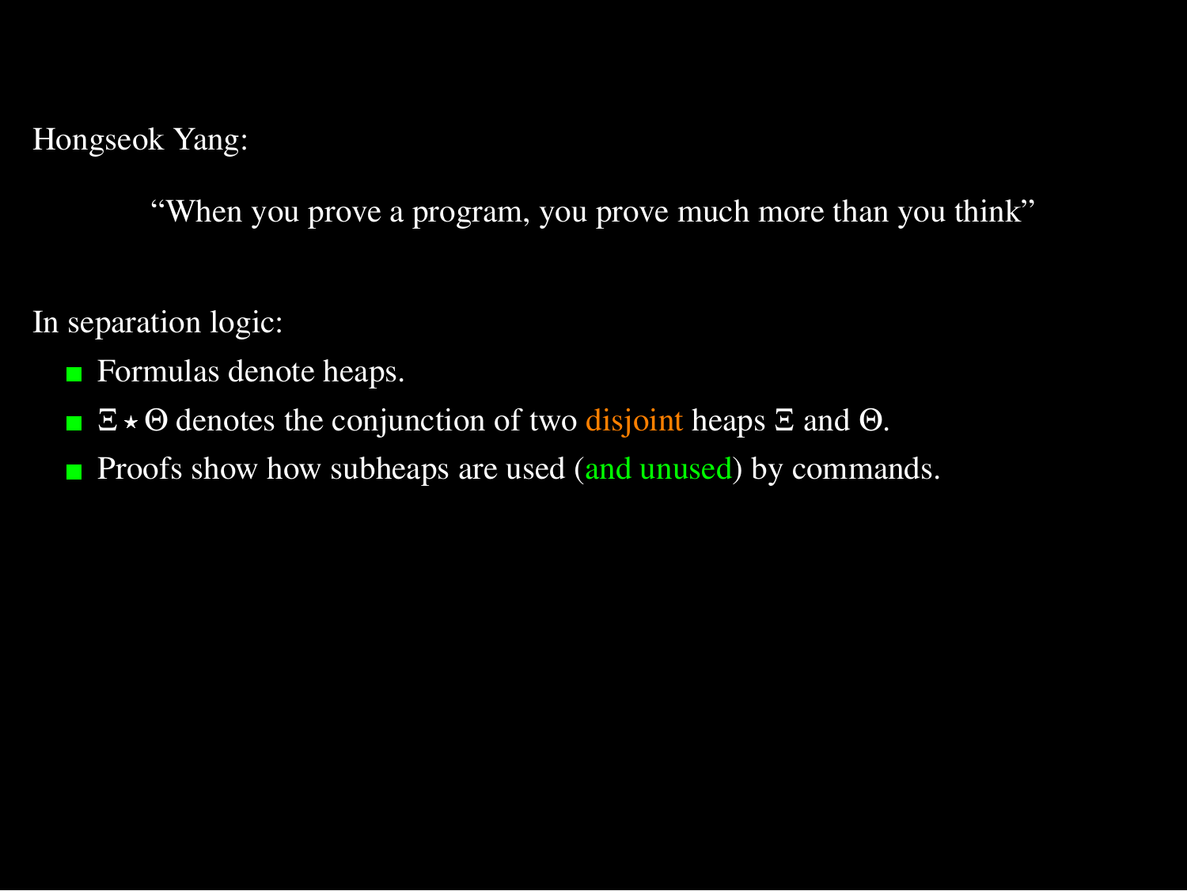Hongseok Yang:

> "When you prove a program, you prove much more than you think"

In separation logic:

- Formulas denote heaps.
- $\Xi \star \Theta$ denotes the conjunction of two disjoint heaps $\Xi$ and $\Theta$.
- Proofs show how subheaps are used (and unused) by commands.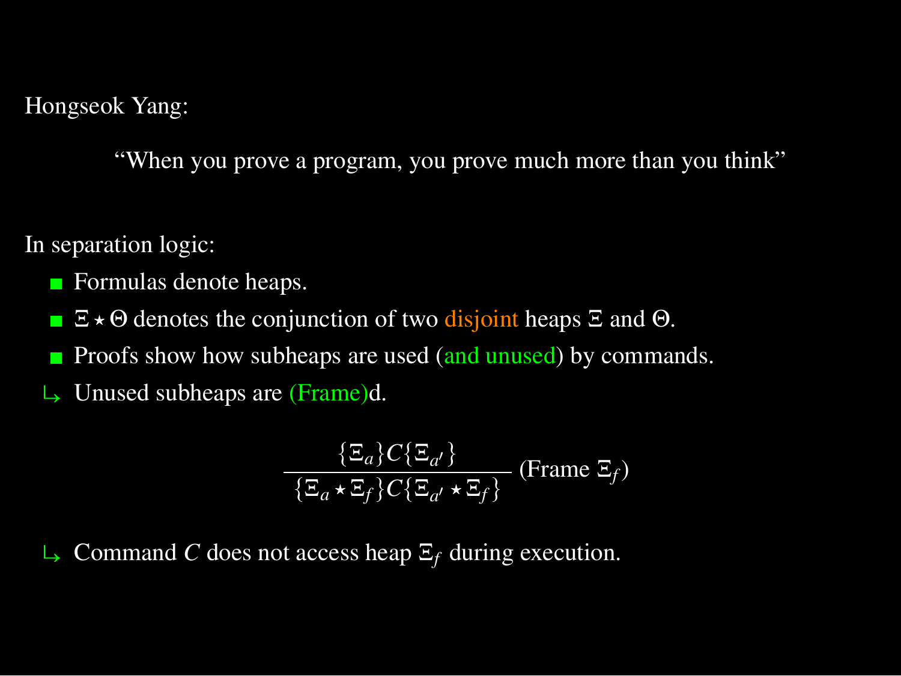Hongseok Yang:

> "When you prove a program, you prove much more than you think"

In separation logic:

- Formulas denote heaps.
- $\Xi \star \Theta$ denotes the conjunction of two disjoint heaps $\Xi$ and $\Theta$.
- Proofs show how subheaps are used (and unused) by commands.

↳ Unused subheaps are (Frame)d.

$$\frac{\{\Xi_a\}C\{\Xi_{a'}\}}{\{\Xi_a \star \Xi_f\}C\{\Xi_{a'} \star \Xi_f\}} \text{ (Frame } \Xi_f\text{)}$$

↳ Command $C$ does not access heap $\Xi_f$ during execution.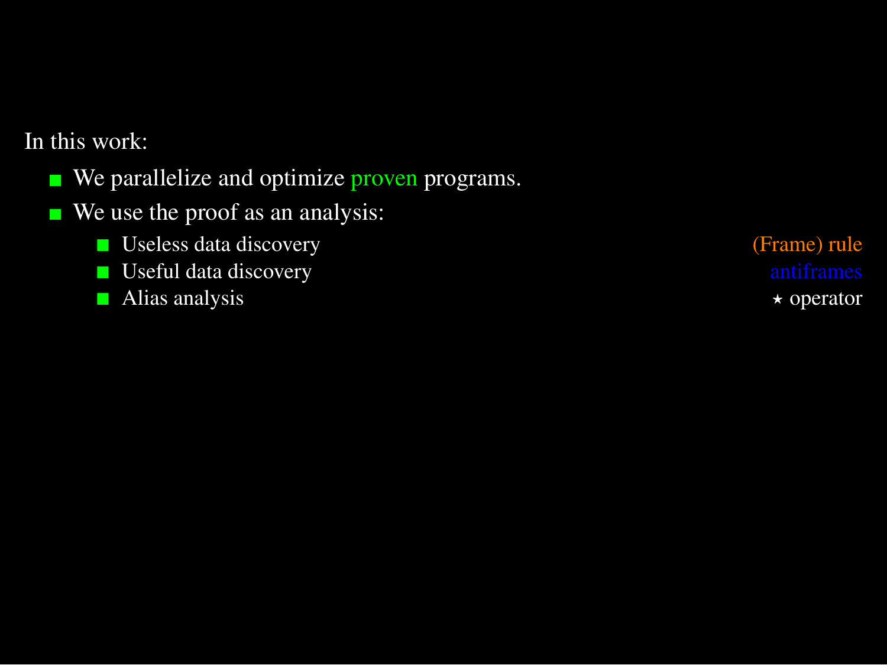In this work:

- We parallelize and optimize proven programs.
- We use the proof as an analysis:
  - Useless data discovery — (Frame) rule
  - Useful data discovery — antiframes
  - Alias analysis — $\star$ operator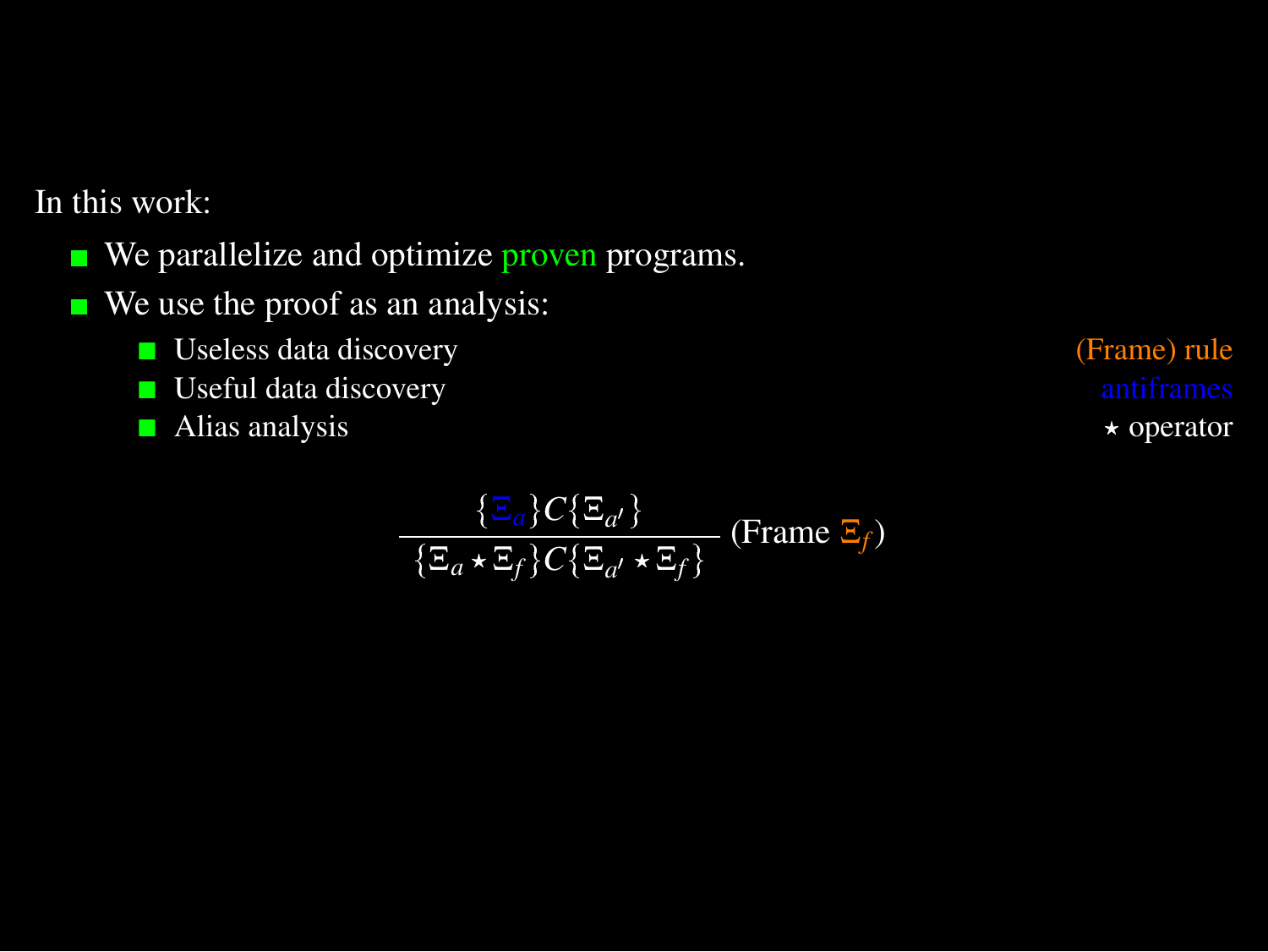In this work:

- We parallelize and optimize proven programs.
- We use the proof as an analysis:
  - Useless data discovery — (Frame) rule
  - Useful data discovery — antiframes
  - Alias analysis — $\star$ operator

$$\frac{\{\Xi_a\}C\{\Xi_{a'}\}}{\{\Xi_a \star \Xi_f\}C\{\Xi_{a'} \star \Xi_f\}}\ (\text{Frame } \Xi_f)$$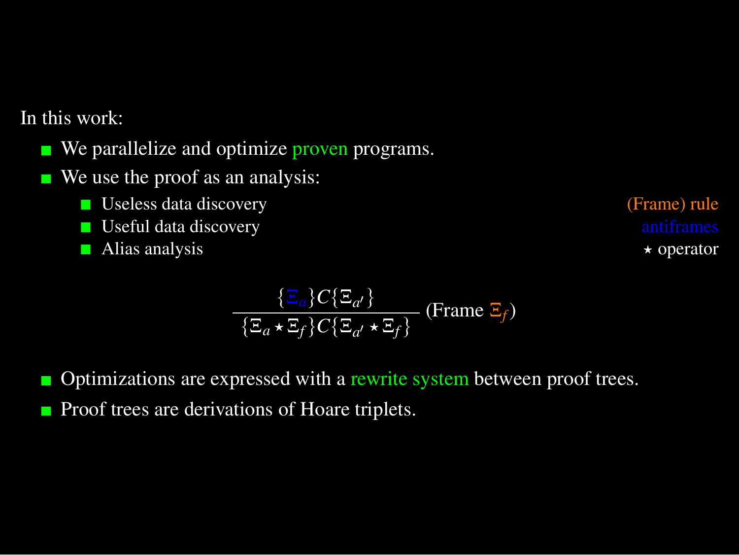In this work:

- We parallelize and optimize proven programs.
- We use the proof as an analysis:
  - Useless data discovery — (Frame) rule
  - Useful data discovery — antiframes
  - Alias analysis — $\star$ operator

$$\frac{\{\Xi_a\}C\{\Xi_{a'}\}}{\{\Xi_a \star \Xi_f\}C\{\Xi_{a'} \star \Xi_f\}}\ (\text{Frame } \Xi_f)$$

- Optimizations are expressed with a rewrite system between proof trees.
- Proof trees are derivations of Hoare triplets.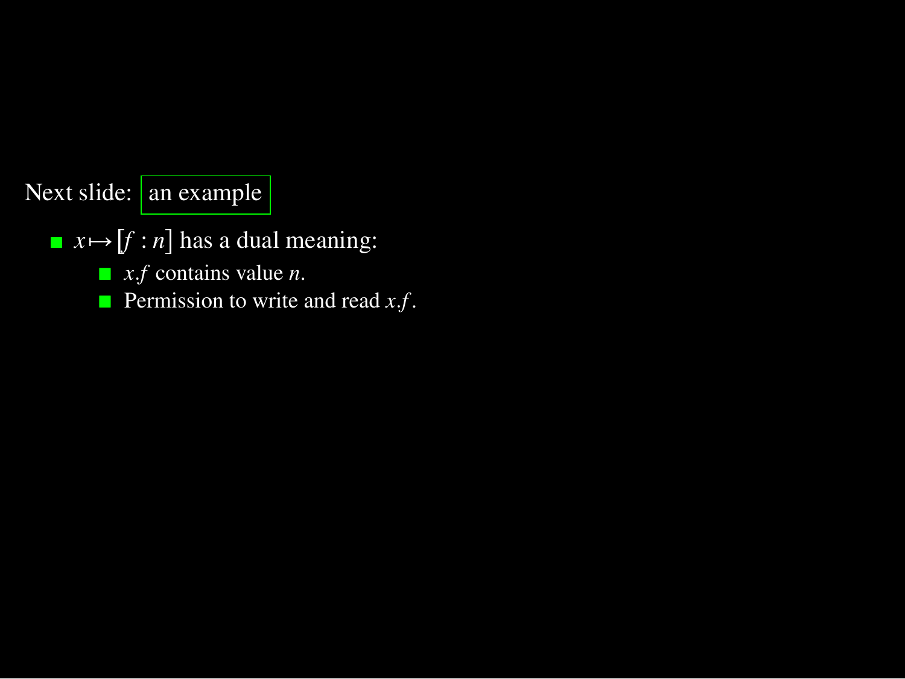Next slide: an example

- $x \mapsto [f : n]$ has a dual meaning:
  - $x.f$ contains value $n$.
  - Permission to write and read $x.f$.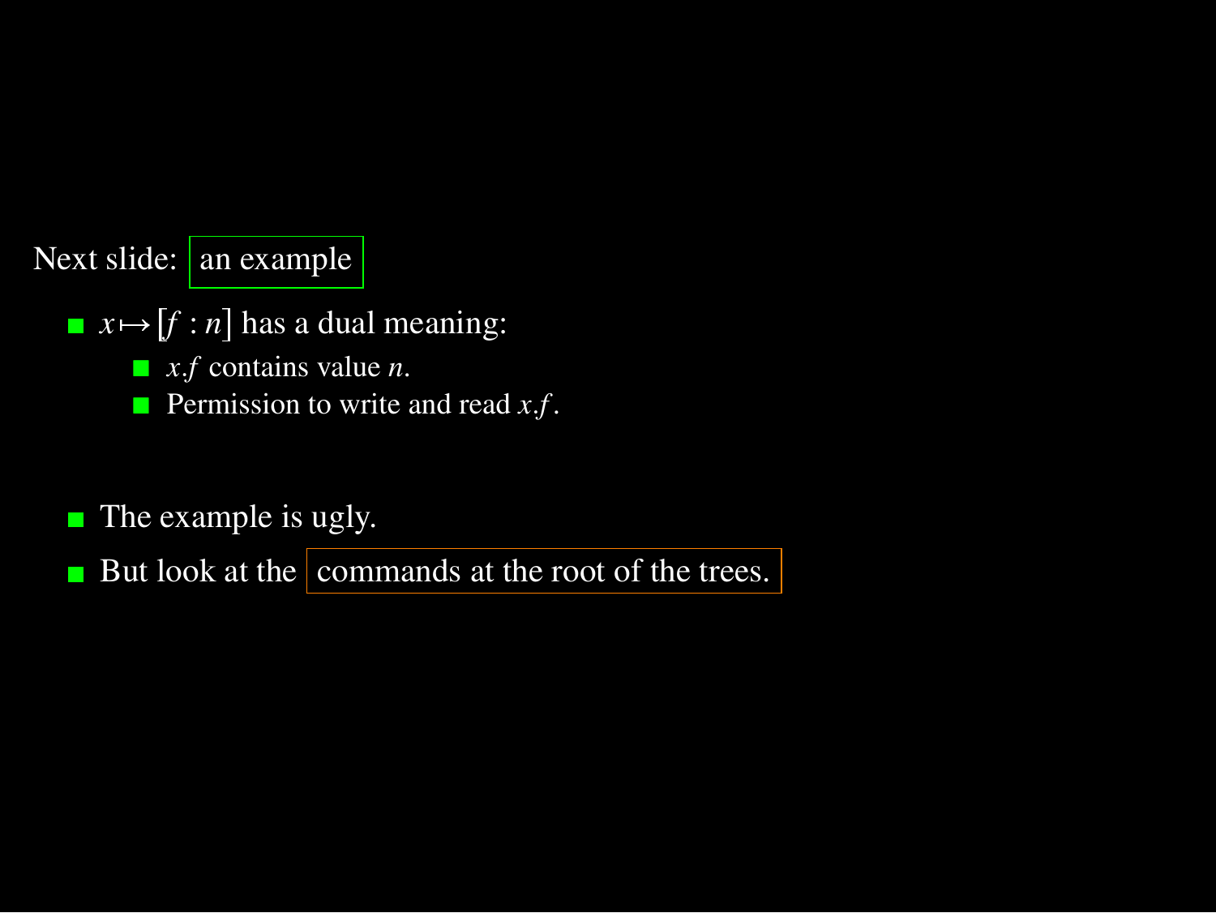Next slide: an example

- $x \mapsto [f : n]$ has a dual meaning:
  - $x.f$ contains value $n$.
  - Permission to write and read $x.f$.

- The example is ugly.
- But look at the commands at the root of the trees.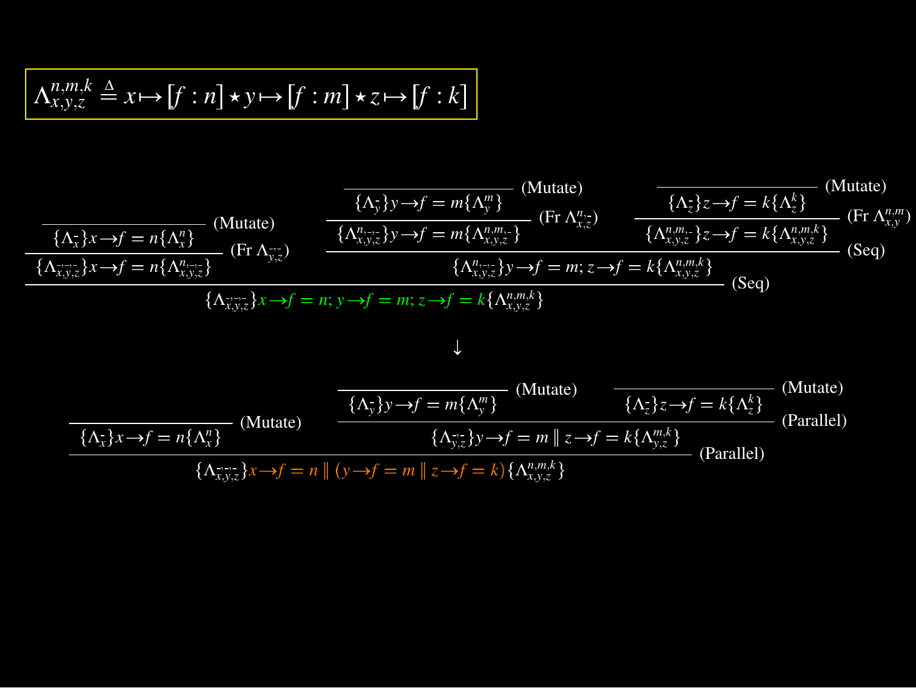$$\Lambda^{n,m,k}_{x,y,z} \triangleq x \mapsto [f : n] \star y \mapsto [f : m] \star z \mapsto [f : k]$$

$$
\dfrac{
\dfrac{
\dfrac{}{\{\Lambda^{-}_{x}\} x \rightarrow f = n \{\Lambda^{n}_{x}\}}\ (\text{Mutate})
}{
\{\Lambda^{-,-,-}_{x,y,z}\} x \rightarrow f = n \{\Lambda^{n,-,-}_{x,y,z}\}
}\ (\text{Fr } \Lambda^{-,-}_{y,z})
\qquad
\dfrac{
\dfrac{
\dfrac{}{\{\Lambda^{-}_{y}\} y \rightarrow f = m \{\Lambda^{m}_{y}\}}\ (\text{Mutate})
}{
\{\Lambda^{n,-,-}_{x,y,z}\} y \rightarrow f = m \{\Lambda^{n,m,-}_{x,y,z}\}
}\ (\text{Fr } \Lambda^{n,-}_{x,z})
\qquad
\dfrac{
\dfrac{}{\{\Lambda^{-}_{z}\} z \rightarrow f = k \{\Lambda^{k}_{z}\}}\ (\text{Mutate})
}{
\{\Lambda^{n,m,-}_{x,y,z}\} z \rightarrow f = k \{\Lambda^{n,m,k}_{x,y,z}\}
}\ (\text{Fr } \Lambda^{n,m}_{x,y})
}{
\{\Lambda^{n,-,-}_{x,y,z}\} y \rightarrow f = m; z \rightarrow f = k \{\Lambda^{n,m,k}_{x,y,z}\}
}\ (\text{Seq})
}{
\{\Lambda^{-,-,-}_{x,y,z}\} x \rightarrow f = n; y \rightarrow f = m; z \rightarrow f = k \{\Lambda^{n,m,k}_{x,y,z}\}
}\ (\text{Seq})
$$

$$\downarrow$$

$$
\dfrac{
\dfrac{}{\{\Lambda^{-}_{x}\} x \rightarrow f = n \{\Lambda^{n}_{x}\}}\ (\text{Mutate})
\qquad
\dfrac{
\dfrac{}{\{\Lambda^{-}_{y}\} y \rightarrow f = m \{\Lambda^{m}_{y}\}}\ (\text{Mutate})
\qquad
\dfrac{}{\{\Lambda^{-}_{z}\} z \rightarrow f = k \{\Lambda^{k}_{z}\}}\ (\text{Mutate})
}{
\{\Lambda^{-,-}_{y,z}\} y \rightarrow f = m \parallel z \rightarrow f = k \{\Lambda^{m,k}_{y,z}\}
}\ (\text{Parallel})
}{
\{\Lambda^{-,-,-}_{x,y,z}\} x \rightarrow f = n \parallel (y \rightarrow f = m \parallel z \rightarrow f = k) \{\Lambda^{n,m,k}_{x,y,z}\}
}\ (\text{Parallel})
$$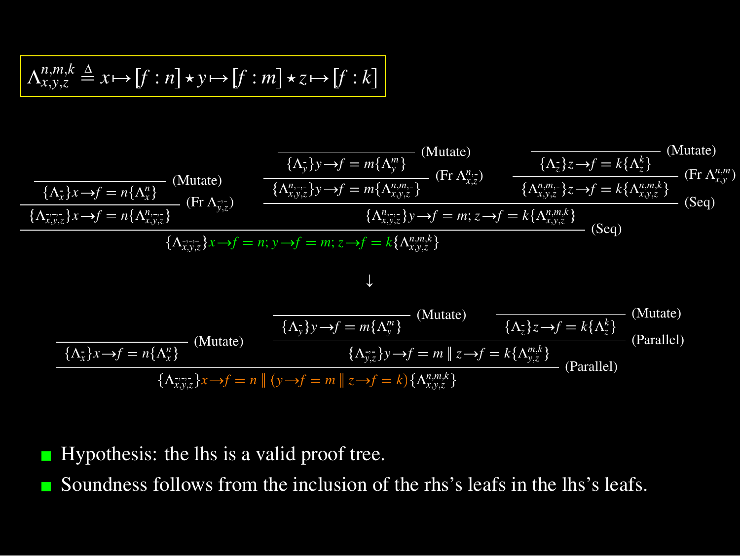$$\Lambda^{n,m,k}_{x,y,z} \triangleq x \mapsto [f : n] \star y \mapsto [f : m] \star z \mapsto [f : k]$$

$$
\dfrac{
\dfrac{
\dfrac{}{\{\Lambda^{-}_{x}\} x \to f = n \{\Lambda^{n}_{x}\}}\;(\text{Mutate})
}{
\{\Lambda^{-,-,-}_{x,y,z}\} x \to f = n \{\Lambda^{n,-,-}_{x,y,z}\}
}\;(\text{Fr } \Lambda^{-,-}_{y,z})
\qquad
\dfrac{
\dfrac{
\dfrac{}{\{\Lambda^{-}_{y}\} y \to f = m \{\Lambda^{m}_{y}\}}\;(\text{Mutate})
}{
\{\Lambda^{n,-,-}_{x,y,z}\} y \to f = m \{\Lambda^{n,m,-}_{x,y,z}\}
}\;(\text{Fr } \Lambda^{n,-}_{x,z})
\quad
\dfrac{
\dfrac{}{\{\Lambda^{-}_{z}\} z \to f = k \{\Lambda^{k}_{z}\}}\;(\text{Mutate})
}{
\{\Lambda^{n,m,-}_{x,y,z}\} z \to f = k \{\Lambda^{n,m,k}_{x,y,z}\}
}\;(\text{Fr } \Lambda^{n,m}_{x,y})
}{
\{\Lambda^{n,-,-}_{x,y,z}\} y \to f = m; z \to f = k \{\Lambda^{n,m,k}_{x,y,z}\}
}\;(\text{Seq})
}{
\{\Lambda^{-,-,-}_{x,y,z}\} x \to f = n; y \to f = m; z \to f = k \{\Lambda^{n,m,k}_{x,y,z}\}
}\;(\text{Seq})
$$

$$\downarrow$$

$$
\dfrac{
\dfrac{}{\{\Lambda^{-}_{x}\} x \to f = n \{\Lambda^{n}_{x}\}}\;(\text{Mutate})
\qquad
\dfrac{
\dfrac{}{\{\Lambda^{-}_{y}\} y \to f = m \{\Lambda^{m}_{y}\}}\;(\text{Mutate})
\quad
\dfrac{}{\{\Lambda^{-}_{z}\} z \to f = k \{\Lambda^{k}_{z}\}}\;(\text{Mutate})
}{
\{\Lambda^{-,-}_{y,z}\} y \to f = m \parallel z \to f = k \{\Lambda^{m,k}_{y,z}\}
}\;(\text{Parallel})
}{
\{\Lambda^{-,-,-}_{x,y,z}\} x \to f = n \parallel (y \to f = m \parallel z \to f = k) \{\Lambda^{n,m,k}_{x,y,z}\}
}\;(\text{Parallel})
$$

- Hypothesis: the lhs is a valid proof tree.
- Soundness follows from the inclusion of the rhs's leafs in the lhs's leafs.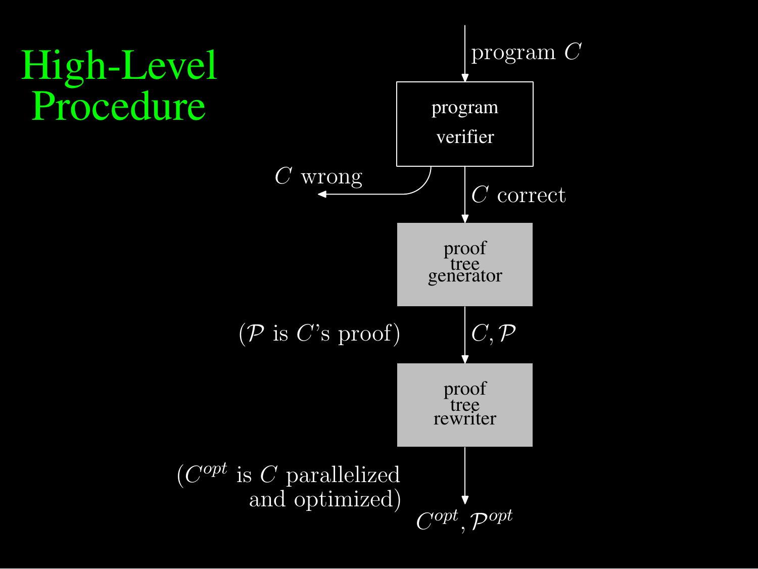# High-Level Procedure

program $C$

program verifier

$C$ wrong

$C$ correct

proof tree generator

($\mathcal{P}$ is $C$'s proof)

$C, \mathcal{P}$

proof tree rewriter

($C^{opt}$ is $C$ parallelized and optimized)

$C^{opt}, \mathcal{P}^{opt}$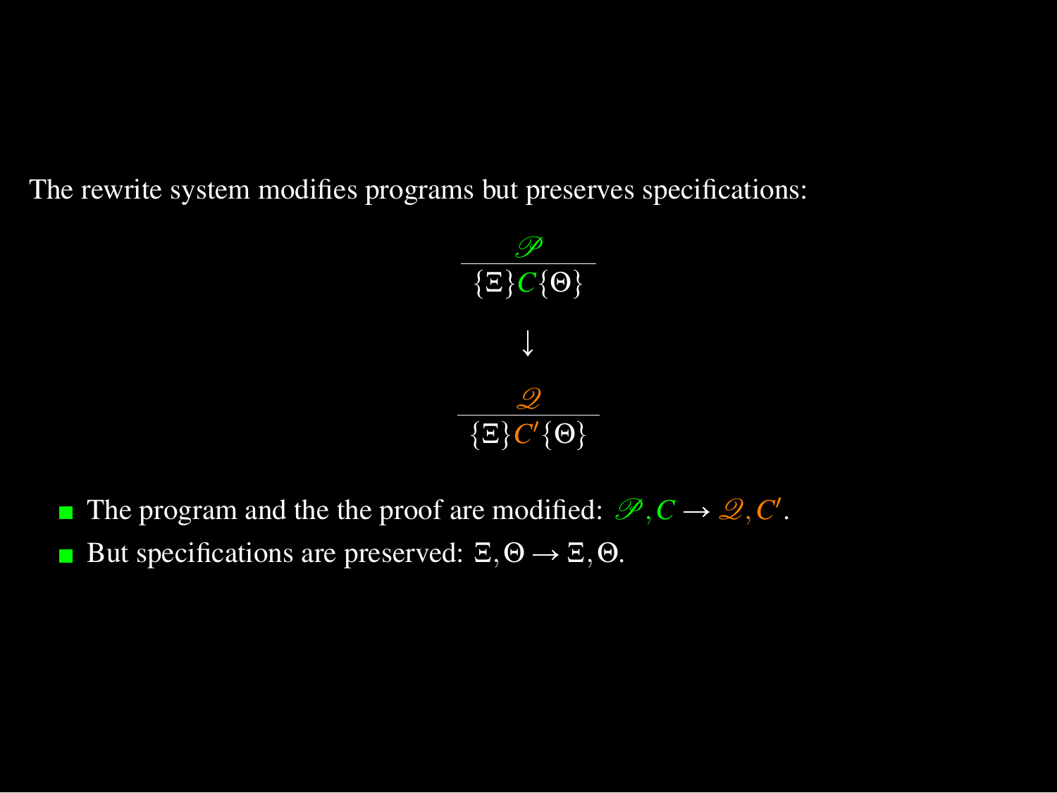The rewrite system modifies programs but preserves specifications:

$$\frac{\mathscr{P}}{\{\Xi\}C\{\Theta\}}$$

$$\downarrow$$

$$\frac{\mathscr{Q}}{\{\Xi\}C'\{\Theta\}}$$

- The program and the the proof are modified: $\mathscr{P}, C \rightarrow \mathscr{Q}, C'$.
- But specifications are preserved: $\Xi, \Theta \rightarrow \Xi, \Theta$.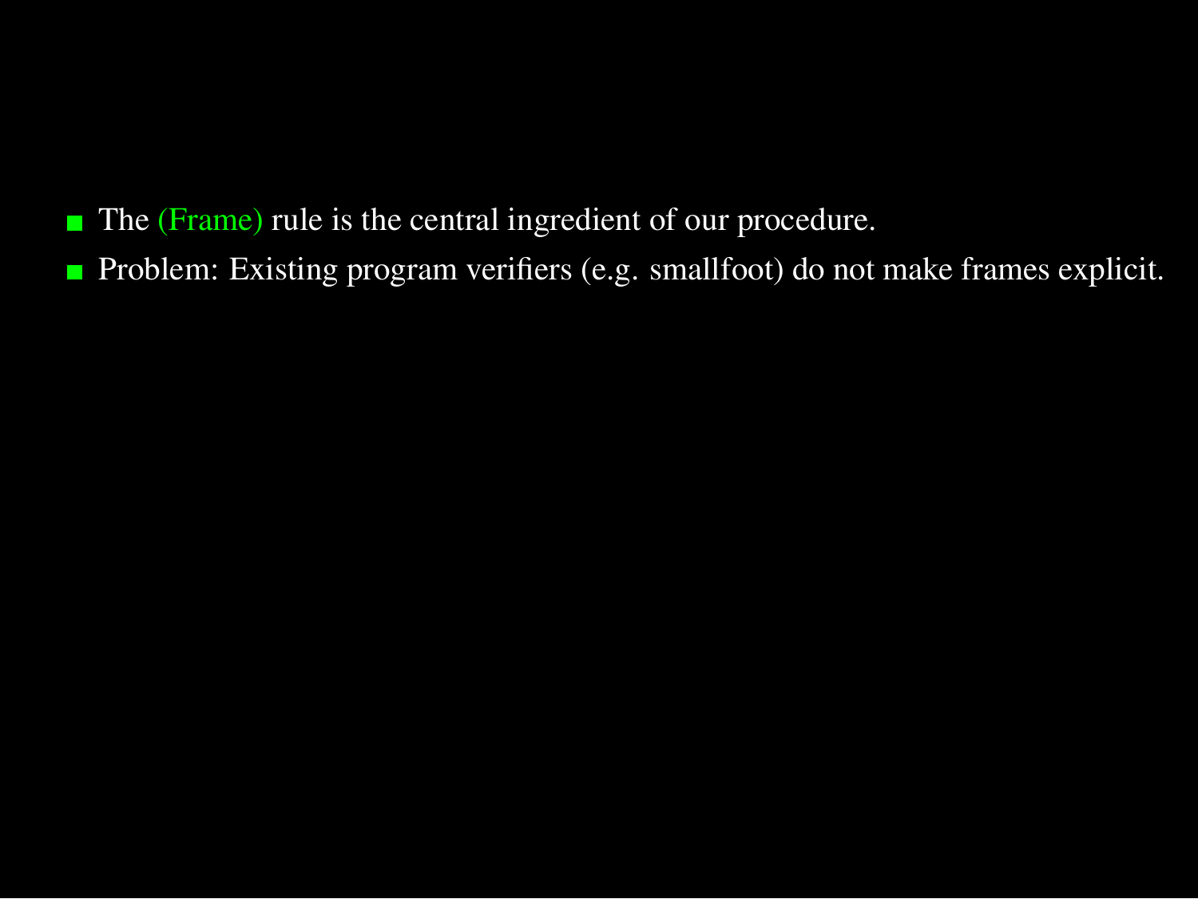- The (Frame) rule is the central ingredient of our procedure.
- Problem: Existing program verifiers (e.g. smallfoot) do not make frames explicit.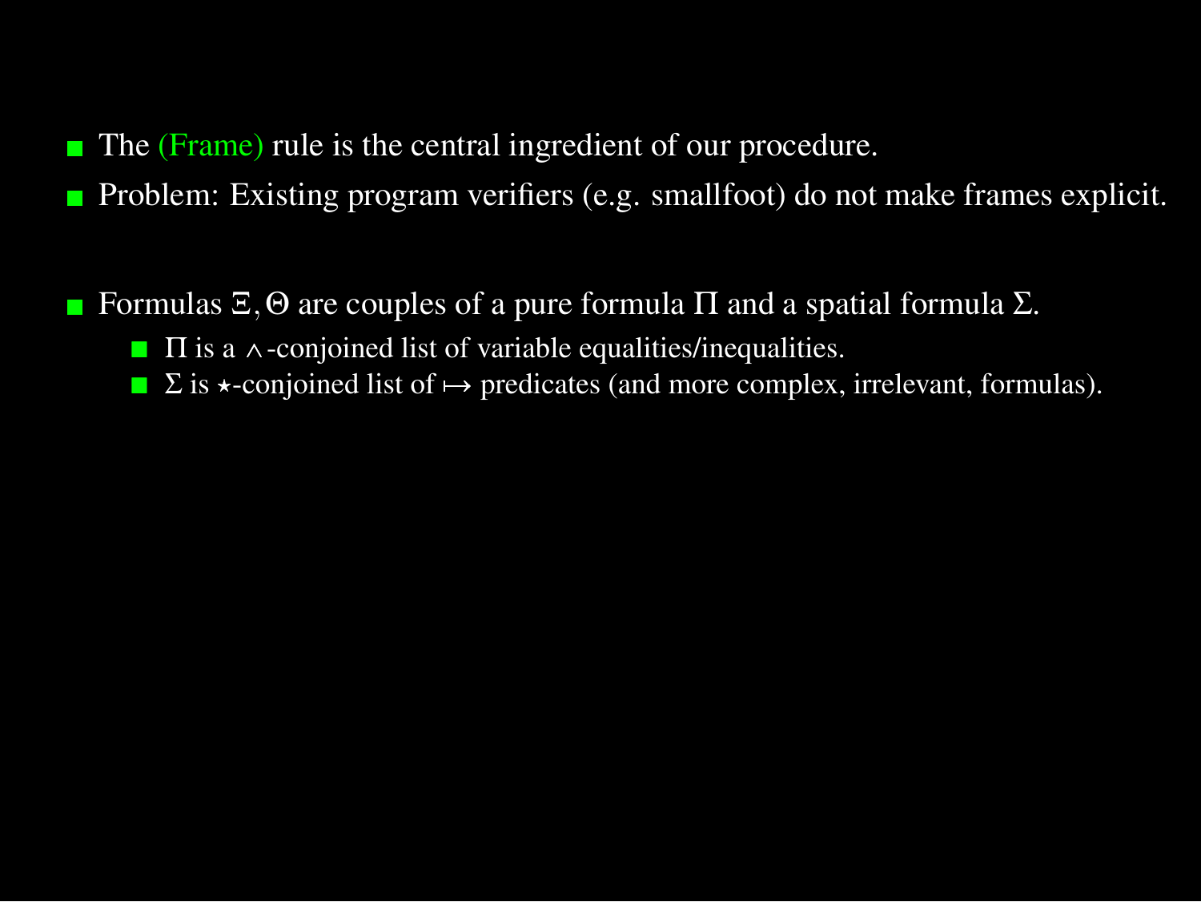- The (Frame) rule is the central ingredient of our procedure.
- Problem: Existing program verifiers (e.g. smallfoot) do not make frames explicit.

- Formulas $\Xi, \Theta$ are couples of a pure formula $\Pi$ and a spatial formula $\Sigma$.
  - $\Pi$ is a $\wedge$-conjoined list of variable equalities/inequalities.
  - $\Sigma$ is $\star$-conjoined list of $\mapsto$ predicates (and more complex, irrelevant, formulas).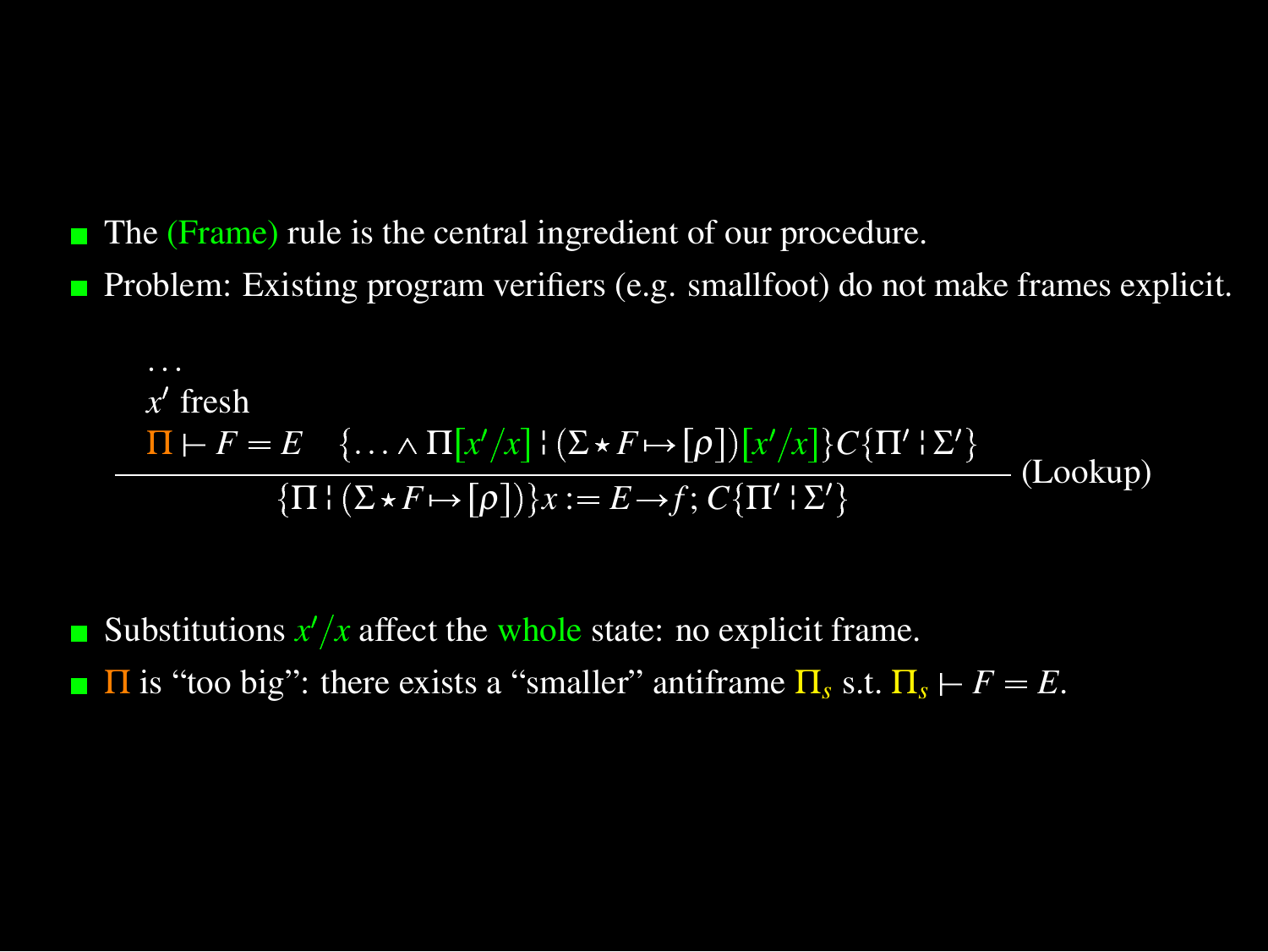- The (Frame) rule is the central ingredient of our procedure.
- Problem: Existing program verifiers (e.g. smallfoot) do not make frames explicit.

$$
\frac{\begin{array}{l} \ldots \\ x' \text{ fresh} \\ \Pi \vdash F = E \quad \{\ldots \land \Pi[x'/x] \mathrel{¦} (\Sigma \star F \mapsto [\rho])[x'/x]\} C \{\Pi' \mathrel{¦} \Sigma'\} \end{array}}{\{\Pi \mathrel{¦} (\Sigma \star F \mapsto [\rho])\} x := E \rightarrow f; C \{\Pi' \mathrel{¦} \Sigma'\}} \text{(Lookup)}
$$

- Substitutions $x'/x$ affect the whole state: no explicit frame.
- $\Pi$ is "too big": there exists a "smaller" antiframe $\Pi_s$ s.t. $\Pi_s \vdash F = E$.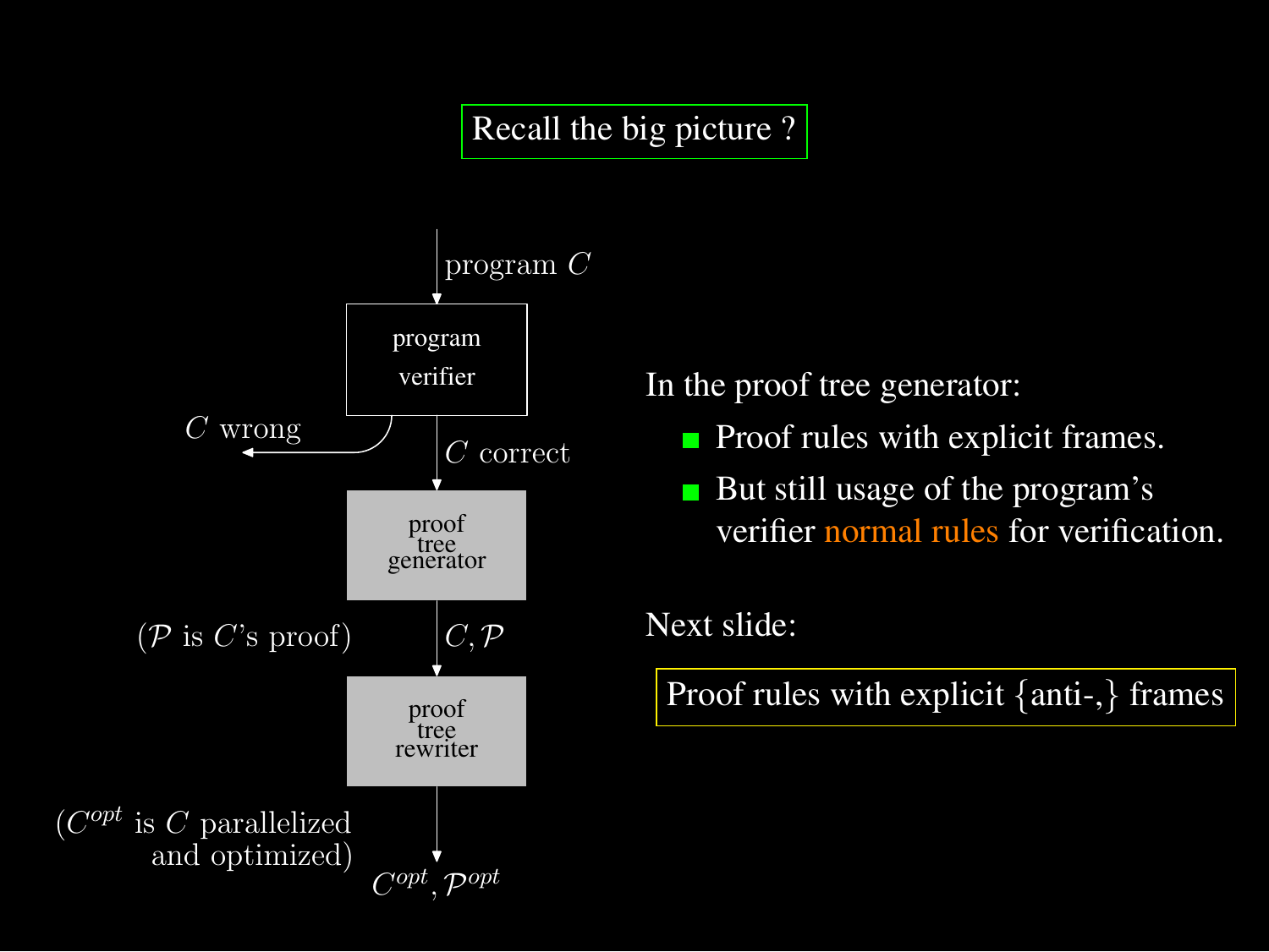# Recall the big picture ?

program $C$

**program verifier**

$C$ wrong

$C$ correct

**proof tree generator**

($\mathcal{P}$ is $C$'s proof)

$C, \mathcal{P}$

**proof tree rewriter**

($C^{opt}$ is $C$ parallelized and optimized)

$C^{opt}, \mathcal{P}^{opt}$

In the proof tree generator:

- Proof rules with explicit frames.
- But still usage of the program's verifier normal rules for verification.

Next slide:

Proof rules with explicit {anti-,} frames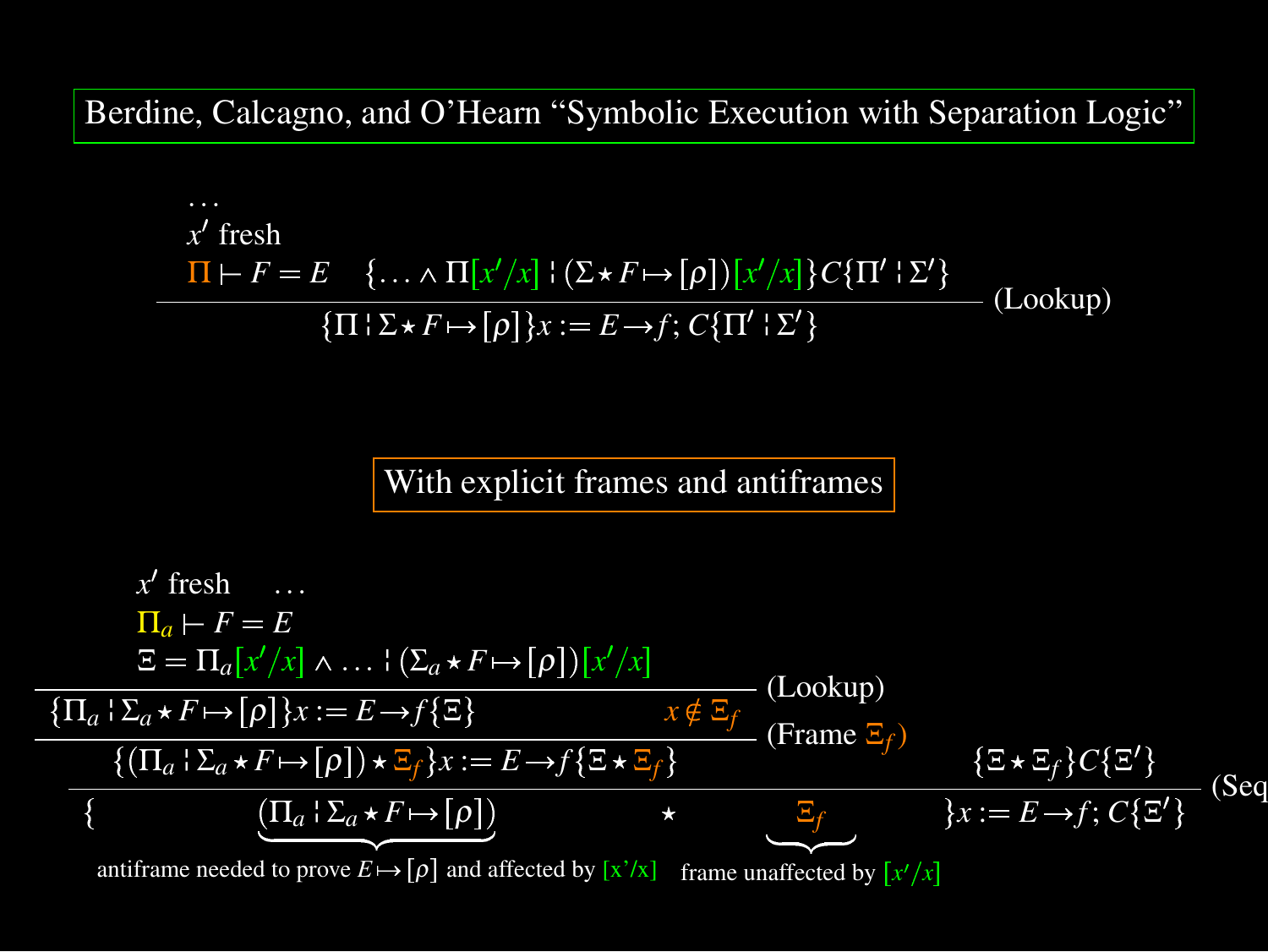**Berdine, Calcagno, and O'Hearn "Symbolic Execution with Separation Logic"**

$$\frac{\begin{array}{l} \ldots \\ x' \text{ fresh} \\ \Pi \vdash F = E \quad \{\ldots \wedge \Pi[x'/x] \mid (\Sigma \star F \mapsto [\rho])[x'/x]\} C \{\Pi' \mid \Sigma'\} \end{array}}{\{\Pi \mid \Sigma \star F \mapsto [\rho]\} x := E \rightarrow f;\, C \{\Pi' \mid \Sigma'\}} \text{ (Lookup)}$$

**With explicit frames and antiframes**

$$\cfrac{\cfrac{\cfrac{\begin{array}{l} x' \text{ fresh} \quad \ldots \\ \Pi_a \vdash F = E \\ \Xi = \Pi_a[x'/x] \wedge \ldots \mid (\Sigma_a \star F \mapsto [\rho])[x'/x] \end{array}}{\{\Pi_a \mid \Sigma_a \star F \mapsto [\rho]\} x := E \rightarrow f \{\Xi\}} \text{ (Lookup)} \quad x \notin \Xi_f}{\{(\Pi_a \mid \Sigma_a \star F \mapsto [\rho]) \star \Xi_f\} x := E \rightarrow f \{\Xi \star \Xi_f\}} \text{ (Frame } \Xi_f\text{)} \qquad \{\Xi \star \Xi_f\} C \{\Xi'\}}{\{\underbrace{(\Pi_a \mid \Sigma_a \star F \mapsto [\rho])}_{\text{antiframe needed to prove } E \mapsto [\rho] \text{ and affected by } [x'/x]} \star \underbrace{\Xi_f}_{\text{frame unaffected by } [x'/x]}\} x := E \rightarrow f;\, C \{\Xi'\}} \text{ (Seq}$$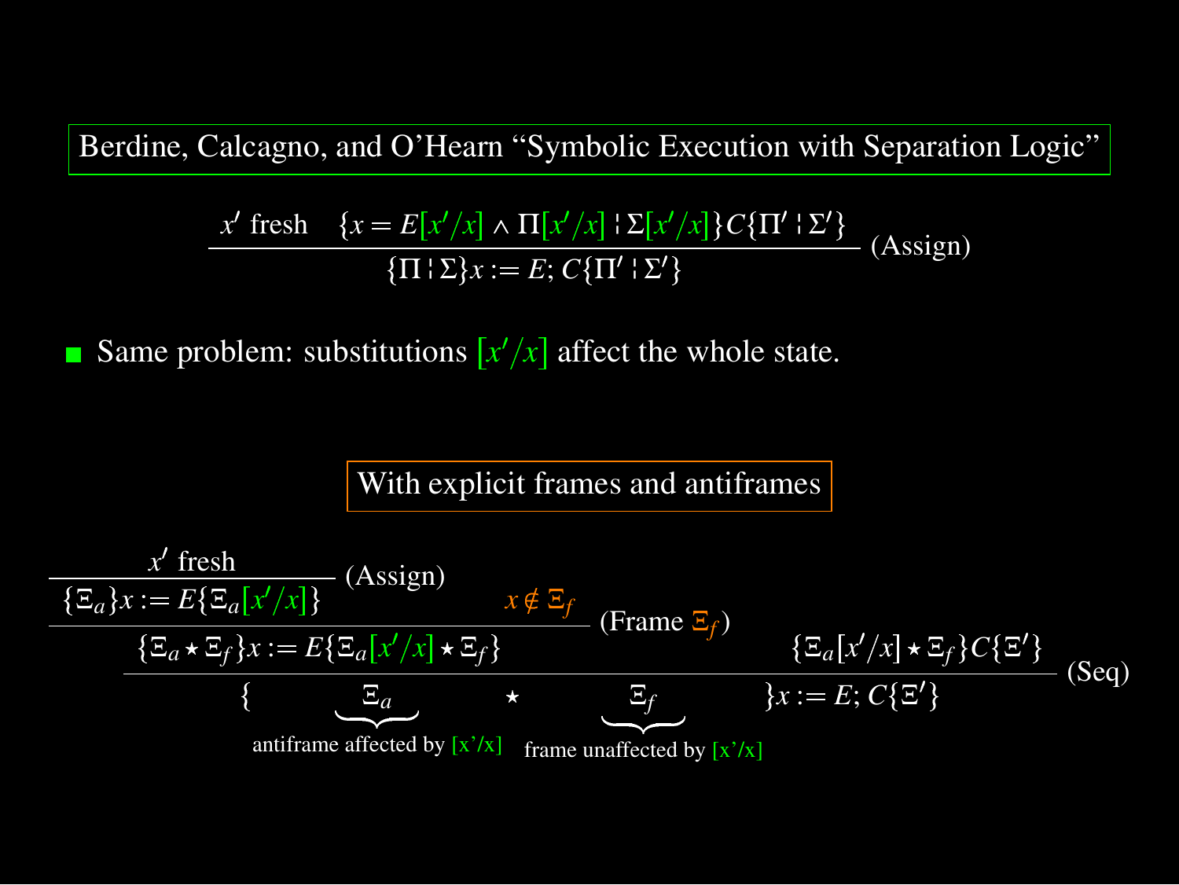## Berdine, Calcagno, and O'Hearn "Symbolic Execution with Separation Logic"

$$\frac{x' \text{ fresh} \quad \{x = E[x'/x] \wedge \Pi[x'/x] \mid \Sigma[x'/x]\} C \{\Pi' \mid \Sigma'\}}{\{\Pi \mid \Sigma\} x := E; C \{\Pi' \mid \Sigma'\}} \text{ (Assign)}$$

- Same problem: substitutions $[x'/x]$ affect the whole state.

## With explicit frames and antiframes

$$\frac{\dfrac{\dfrac{x' \text{ fresh}}{\{\Xi_a\} x := E \{\Xi_a[x'/x]\}} \text{ (Assign)} \quad x \notin \Xi_f}{\{\Xi_a \star \Xi_f\} x := E \{\Xi_a[x'/x] \star \Xi_f\}} \text{ (Frame } \Xi_f\text{)} \quad \{\Xi_a[x'/x] \star \Xi_f\} C \{\Xi'\}}{\{\underbrace{\Xi_a}_{\text{antiframe affected by } [x'/x]} \star \underbrace{\Xi_f}_{\text{frame unaffected by } [x'/x]}\} x := E; C \{\Xi'\}} \text{ (Seq)}$$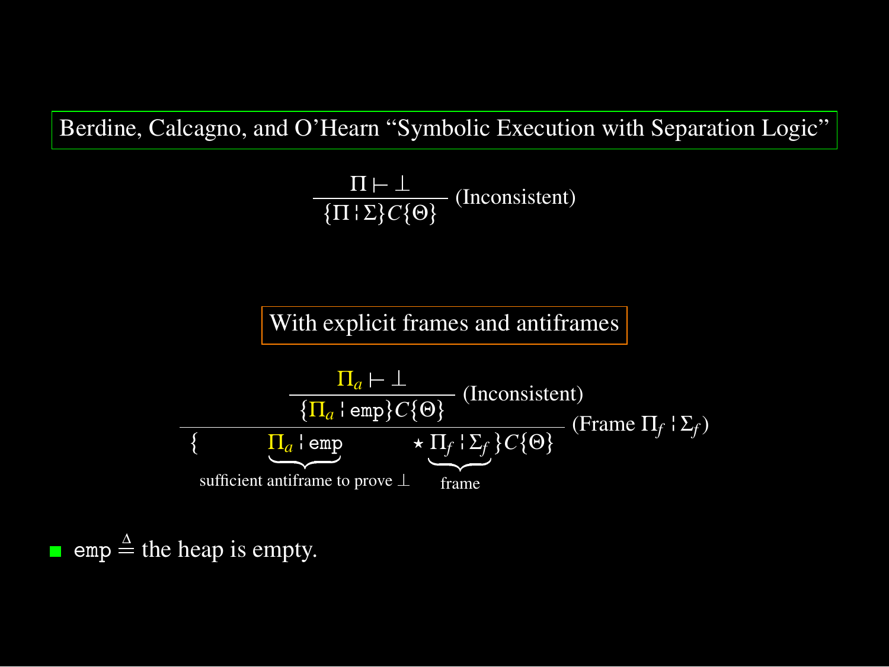Berdine, Calcagno, and O'Hearn "Symbolic Execution with Separation Logic"

$$\frac{\Pi \vdash \bot}{\{\Pi \mathrel{\dagger} \Sigma\} C \{\Theta\}} \text{ (Inconsistent)}$$

With explicit frames and antiframes

$$\dfrac{\dfrac{\Pi_a \vdash \bot}{\{\Pi_a \mathrel{\dagger} \texttt{emp}\} C \{\Theta\}} \text{ (Inconsistent)}}{\{\underbrace{\Pi_a \mathrel{\dagger} \texttt{emp}}_{\text{sufficient antiframe to prove } \bot} \star \underbrace{\Pi_f \mathrel{\dagger} \Sigma_f}_{\text{frame}}\} C \{\Theta\}} \text{ (Frame } \Pi_f \mathrel{\dagger} \Sigma_f\text{)}$$

- $\texttt{emp} \triangleq$ the heap is empty.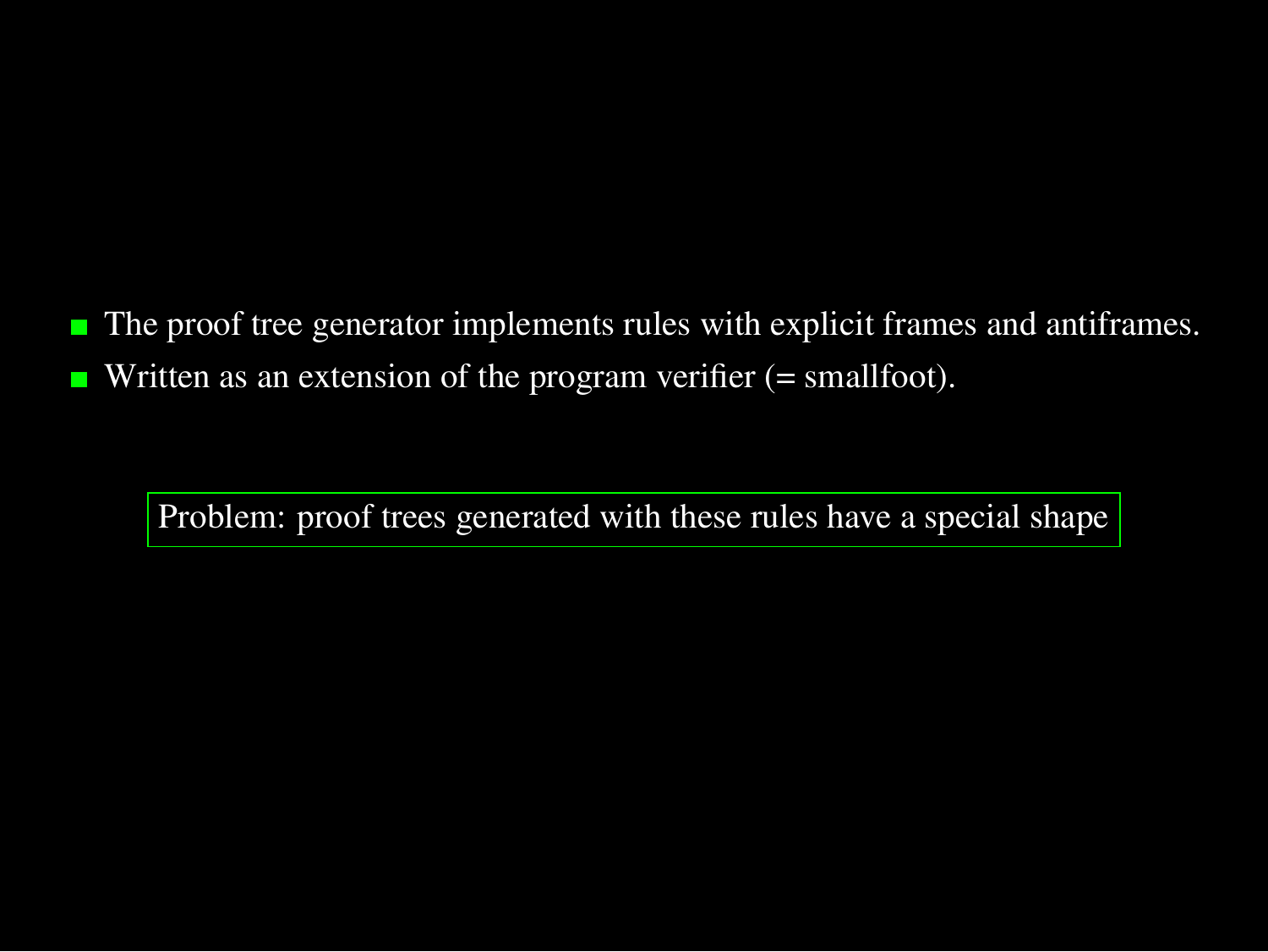- The proof tree generator implements rules with explicit frames and antiframes.
- Written as an extension of the program verifier (= smallfoot).

Problem: proof trees generated with these rules have a special shape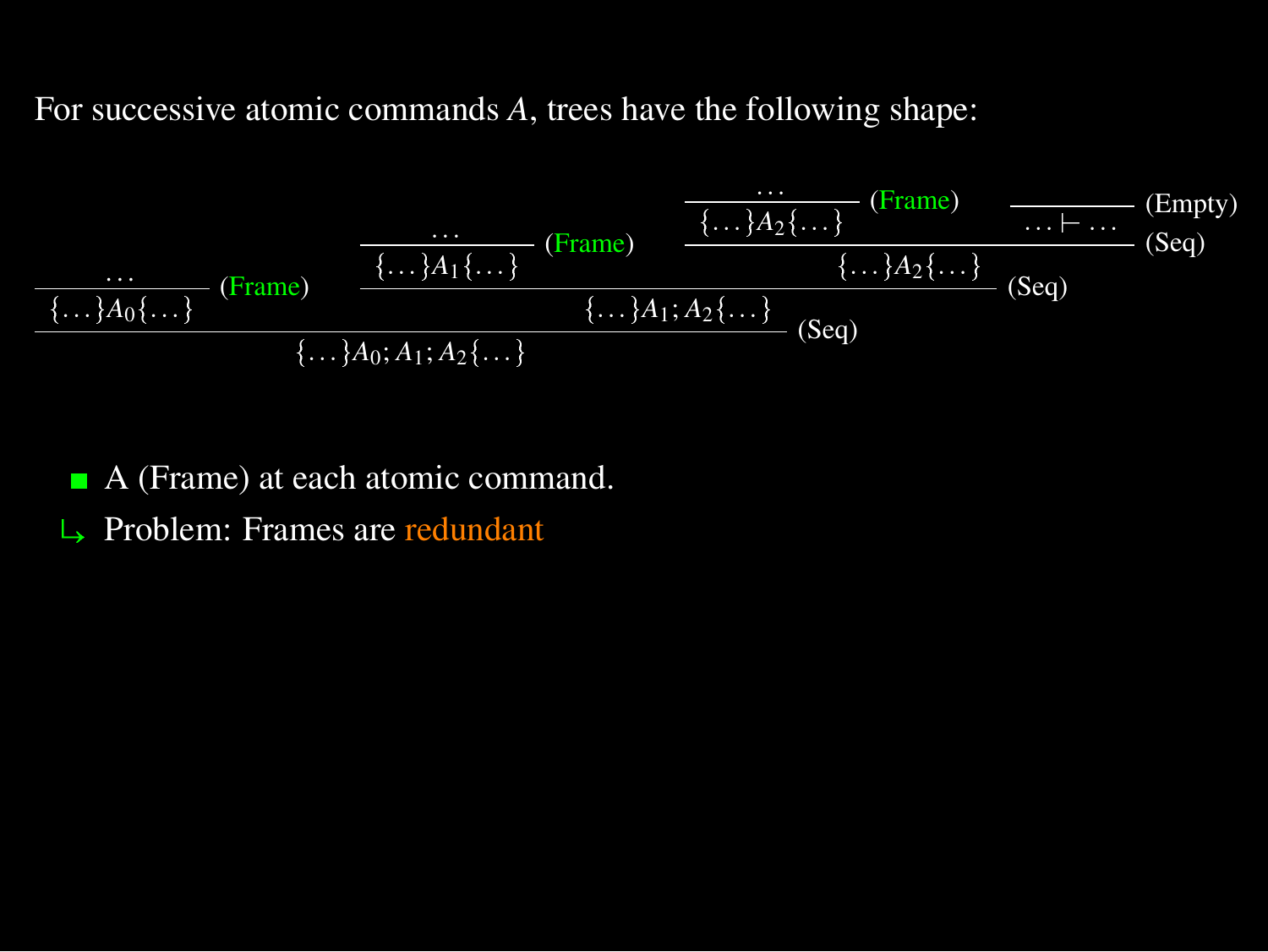For successive atomic commands $A$, trees have the following shape:

$$
\dfrac{
  \dfrac{\dots}{\{\dots\}A_0\{\dots\}}\ (\text{Frame})
  \qquad
  \dfrac{
    \dfrac{\dots}{\{\dots\}A_1\{\dots\}}\ (\text{Frame})
    \qquad
    \dfrac{
      \dfrac{\dots}{\{\dots\}A_2\{\dots\}}\ (\text{Frame})
      \qquad
      \dfrac{}{\dots \vdash \dots}\ (\text{Empty})
    }{\{\dots\}A_2\{\dots\}}\ (\text{Seq})
  }{\{\dots\}A_1; A_2\{\dots\}}\ (\text{Seq})
}{\{\dots\}A_0; A_1; A_2\{\dots\}}\ (\text{Seq})
$$

- A (Frame) at each atomic command.

↳ Problem: Frames are redundant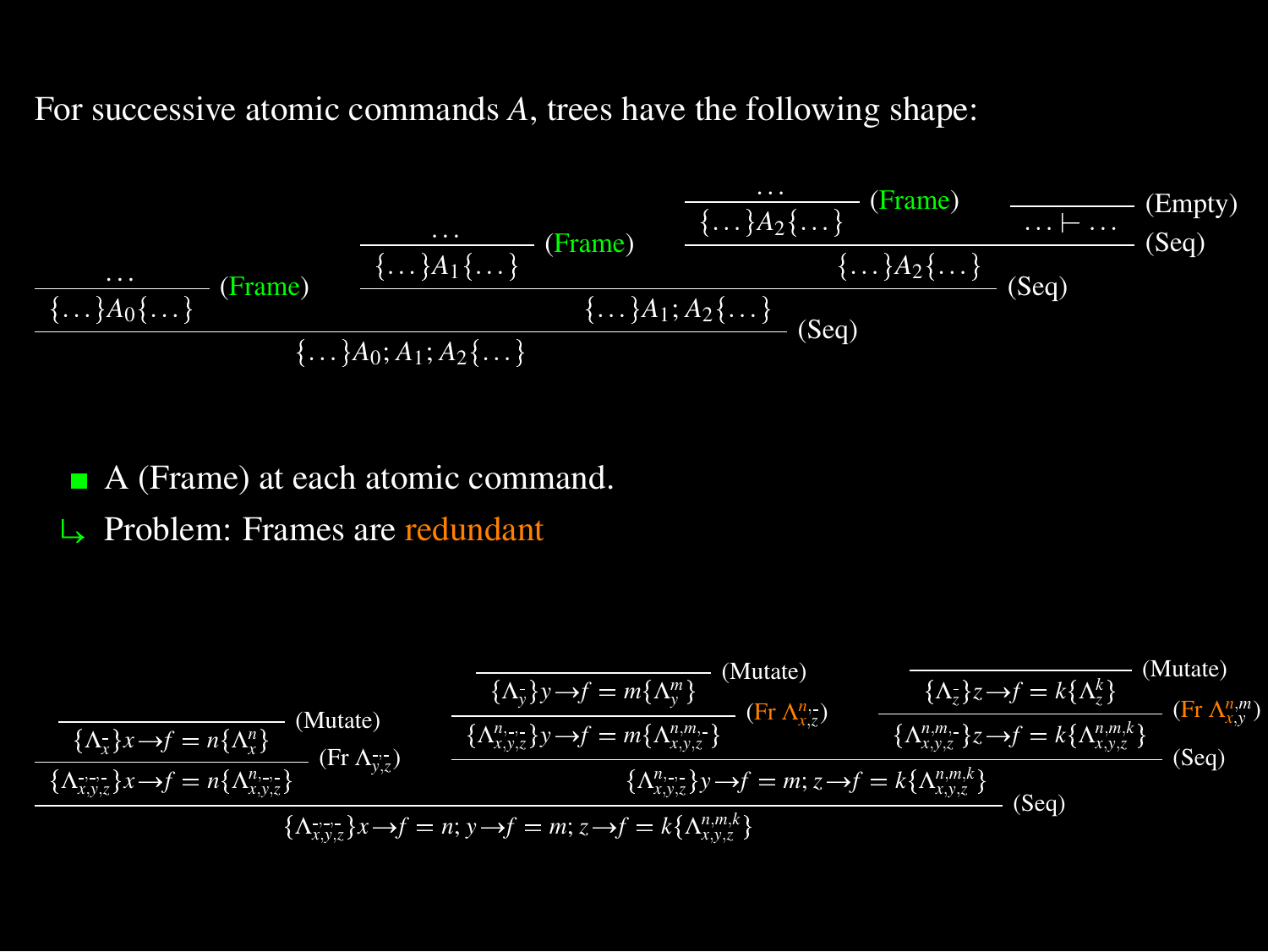For successive atomic commands $A$, trees have the following shape:

$$
\dfrac{
\dfrac{\dots}{\{\dots\}A_0\{\dots\}}\,(\text{Frame})
\qquad
\dfrac{
\dfrac{\dots}{\{\dots\}A_1\{\dots\}}\,(\text{Frame})
\qquad
\dfrac{
\dfrac{\dots}{\{\dots\}A_2\{\dots\}}\,(\text{Frame})
\qquad
\dfrac{}{\dots \vdash \dots}\,(\text{Empty})
}{\{\dots\}A_2\{\dots\}}\,(\text{Seq})
}{\{\dots\}A_1; A_2\{\dots\}}\,(\text{Seq})
}{\{\dots\}A_0; A_1; A_2\{\dots\}}\,(\text{Seq})
$$

- A (Frame) at each atomic command.

↳ Problem: Frames are redundant

$$
\dfrac{
\dfrac{
\dfrac{}{\{\Lambda^{-}_{x}\}x\to f = n\{\Lambda^{n}_{x}\}}\,(\text{Mutate})
}{\{\Lambda^{-,-,-}_{x,y,z}\}x\to f = n\{\Lambda^{n,-,-}_{x,y,z}\}}\,(\text{Fr } \Lambda^{-,-}_{y,z})
\qquad
\dfrac{
\dfrac{
\dfrac{}{\{\Lambda^{-}_{y}\}y\to f = m\{\Lambda^{m}_{y}\}}\,(\text{Mutate})
}{\{\Lambda^{n,-,-}_{x,y,z}\}y\to f = m\{\Lambda^{n,m,-}_{x,y,z}\}}\,(\text{Fr } \Lambda^{n,-}_{x,z})
\qquad
\dfrac{
\dfrac{}{\{\Lambda^{-}_{z}\}z\to f = k\{\Lambda^{k}_{z}\}}\,(\text{Mutate})
}{\{\Lambda^{n,m,-}_{x,y,z}\}z\to f = k\{\Lambda^{n,m,k}_{x,y,z}\}}\,(\text{Fr } \Lambda^{n,m}_{x,y})
}{\{\Lambda^{n,-,-}_{x,y,z}\}y\to f = m; z\to f = k\{\Lambda^{n,m,k}_{x,y,z}\}}\,(\text{Seq})
}{\{\Lambda^{-,-,-}_{x,y,z}\}x\to f = n; y\to f = m; z\to f = k\{\Lambda^{n,m,k}_{x,y,z}\}}\,(\text{Seq})
$$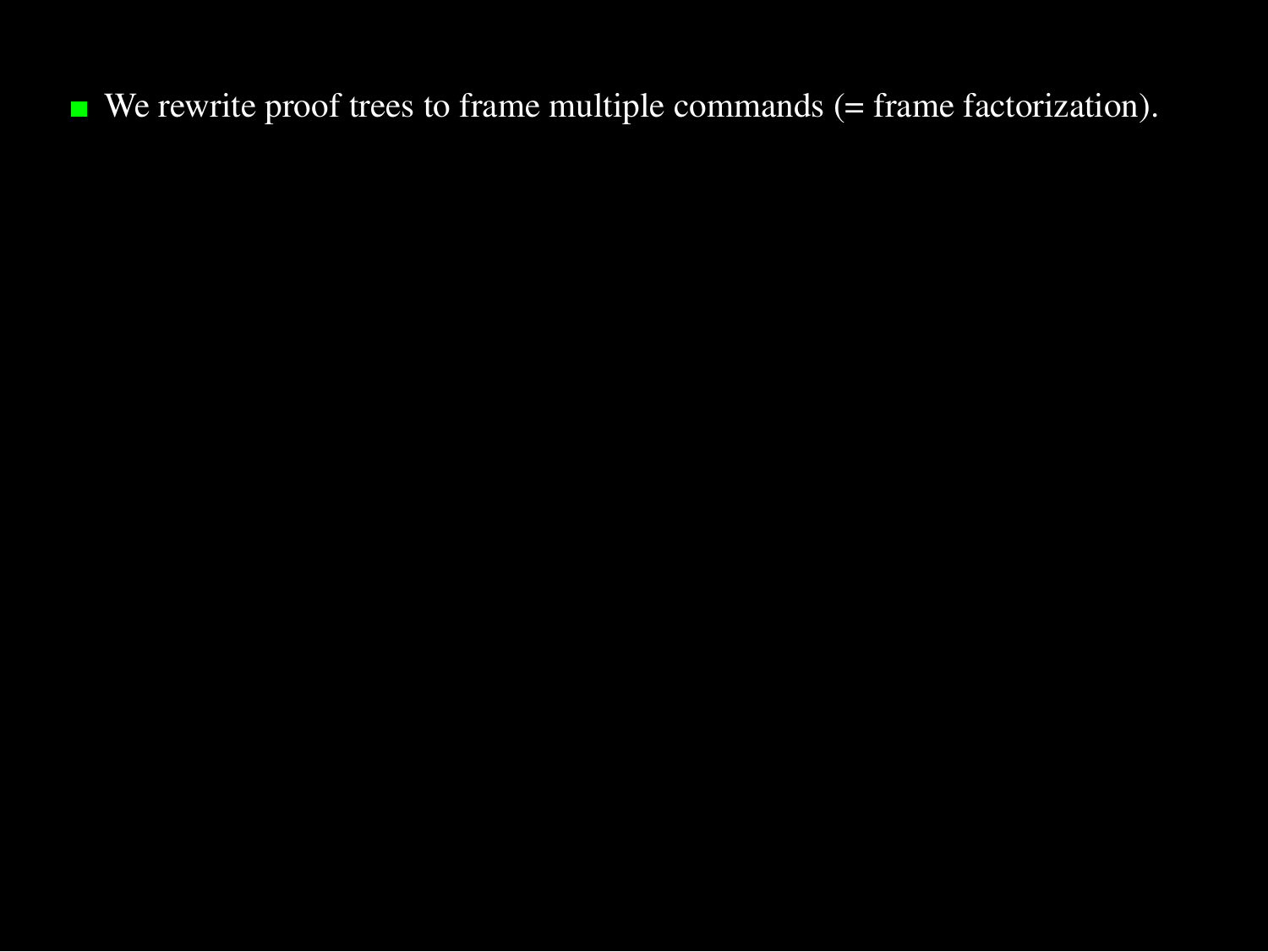- We rewrite proof trees to frame multiple commands (= frame factorization).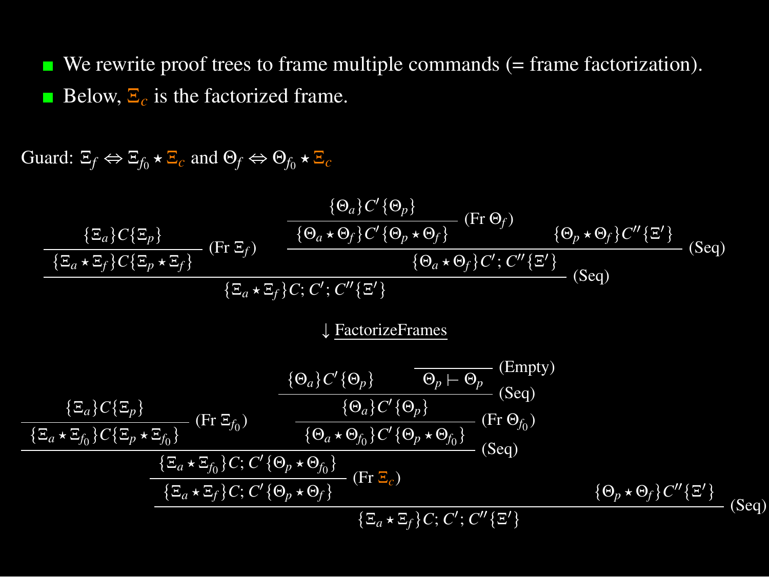- We rewrite proof trees to frame multiple commands (= frame factorization).
- Below, $\Xi_c$ is the factorized frame.

Guard: $\Xi_f \Leftrightarrow \Xi_{f_0} \star \Xi_c$ and $\Theta_f \Leftrightarrow \Theta_{f_0} \star \Xi_c$

$$
\dfrac{\dfrac{\{\Xi_a\}C\{\Xi_p\}}{\{\Xi_a \star \Xi_f\}C\{\Xi_p \star \Xi_f\}}\ (\text{Fr } \Xi_f) \qquad \dfrac{\dfrac{\{\Theta_a\}C'\{\Theta_p\}}{\{\Theta_a \star \Theta_f\}C'\{\Theta_p \star \Theta_f\}}\ (\text{Fr } \Theta_f) \qquad \{\Theta_p \star \Theta_f\}C''\{\Xi'\}}{\{\Theta_a \star \Theta_f\}C';C''\{\Xi'\}}\ (\text{Seq})}{\{\Xi_a \star \Xi_f\}C;C';C''\{\Xi'\}}\ (\text{Seq})
$$

$\downarrow$ FactorizeFrames

$$
\dfrac{\dfrac{\dfrac{\dfrac{\{\Xi_a\}C\{\Xi_p\}}{\{\Xi_a \star \Xi_{f_0}\}C\{\Xi_p \star \Xi_{f_0}\}}\ (\text{Fr } \Xi_{f_0}) \qquad \dfrac{\dfrac{\{\Theta_a\}C'\{\Theta_p\} \qquad \dfrac{}{\Theta_p \vdash \Theta_p}\ (\text{Empty})}{\{\Theta_a\}C'\{\Theta_p\}}\ (\text{Seq})}{\{\Theta_a \star \Theta_{f_0}\}C'\{\Theta_p \star \Theta_{f_0}\}}\ (\text{Fr } \Theta_{f_0})}{\{\Xi_a \star \Xi_{f_0}\}C;C'\{\Theta_p \star \Theta_{f_0}\}}\ (\text{Seq})}{\{\Xi_a \star \Xi_f\}C;C'\{\Theta_p \star \Theta_f\}}\ (\text{Fr } \Xi_c) \qquad \{\Theta_p \star \Theta_f\}C''\{\Xi'\}}{\{\Xi_a \star \Xi_f\}C;C';C''\{\Xi'\}}\ (\text{Seq})
$$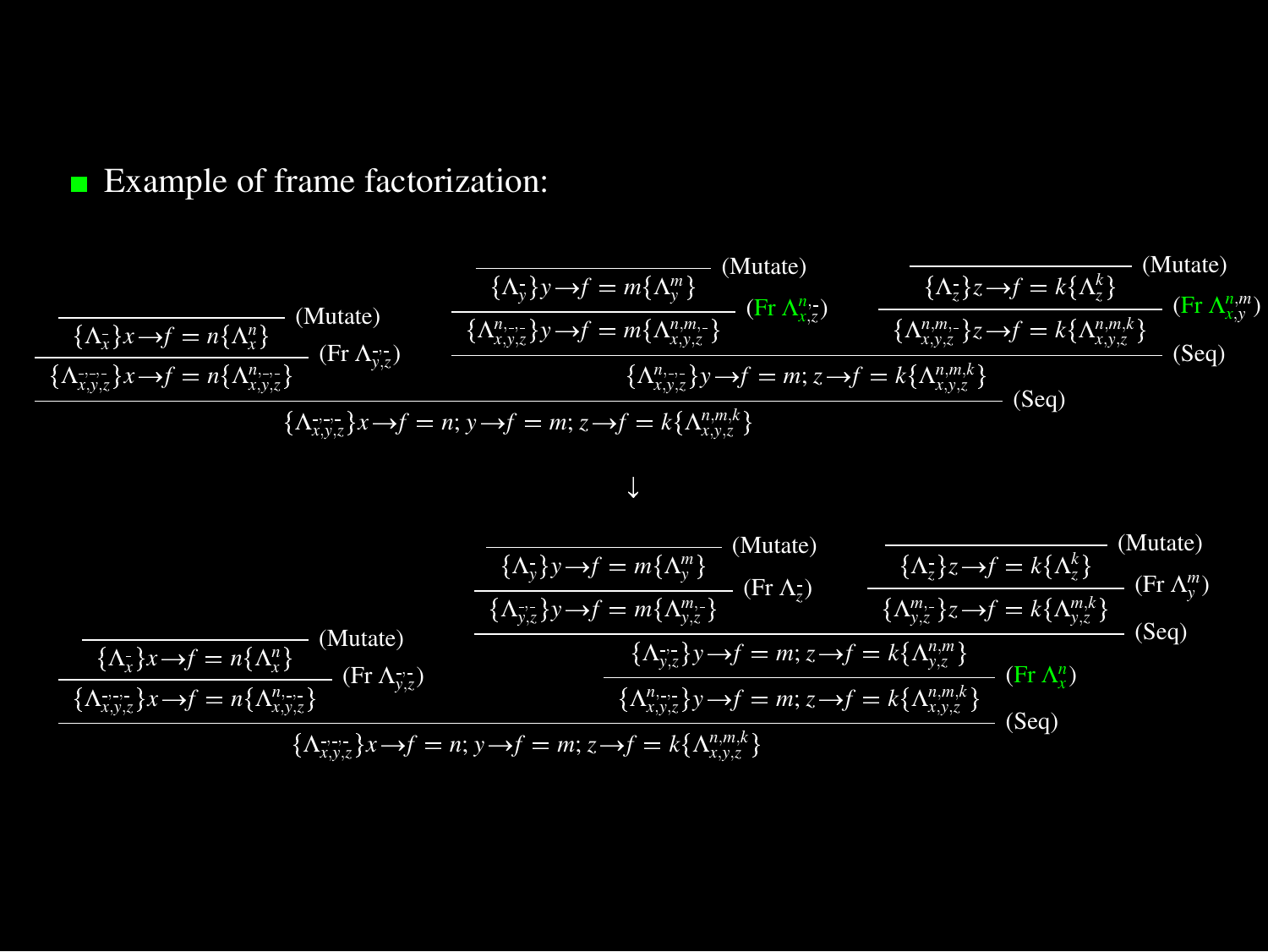- Example of frame factorization:

$$
\dfrac{\dfrac{}{\{\Lambda_x^{-}\}x\!\rightarrow\! f = n\{\Lambda_x^{n}\}}\ \text{(Mutate)}}{\{\Lambda_{x,y,z}^{-,-,-}\}x\!\rightarrow\! f = n\{\Lambda_{x,y,z}^{n,-,-}\}}\ (\text{Fr } \Lambda_{y,z}^{-,-})
\qquad
\dfrac{\dfrac{\dfrac{}{\{\Lambda_y^{-}\}y\!\rightarrow\! f = m\{\Lambda_y^{m}\}}\ \text{(Mutate)}}{\{\Lambda_{x,y,z}^{n,-,-}\}y\!\rightarrow\! f = m\{\Lambda_{x,y,z}^{n,m,-}\}}\ (\text{Fr } \Lambda_{x,z}^{n,-})
\quad
\dfrac{\dfrac{}{\{\Lambda_z^{-}\}z\!\rightarrow\! f = k\{\Lambda_z^{k}\}}\ \text{(Mutate)}}{\{\Lambda_{x,y,z}^{n,m,-}\}z\!\rightarrow\! f = k\{\Lambda_{x,y,z}^{n,m,k}\}}\ (\text{Fr } \Lambda_{x,y}^{n,m})}{\{\Lambda_{x,y,z}^{n,-,-}\}y\!\rightarrow\! f = m; z\!\rightarrow\! f = k\{\Lambda_{x,y,z}^{n,m,k}\}}\ \text{(Seq)}
$$

$$
\dfrac{\qquad\qquad}{\{\Lambda_{x,y,z}^{-,-,-}\}x\!\rightarrow\! f = n; y\!\rightarrow\! f = m; z\!\rightarrow\! f = k\{\Lambda_{x,y,z}^{n,m,k}\}}\ \text{(Seq)}
$$

$$\downarrow$$

$$
\dfrac{\dfrac{}{\{\Lambda_x^{-}\}x\!\rightarrow\! f = n\{\Lambda_x^{n}\}}\ \text{(Mutate)}}{\{\Lambda_{x,y,z}^{-,-,-}\}x\!\rightarrow\! f = n\{\Lambda_{x,y,z}^{n,-,-}\}}\ (\text{Fr } \Lambda_{y,z}^{-,-})
\qquad
\dfrac{\dfrac{\dfrac{\dfrac{}{\{\Lambda_y^{-}\}y\!\rightarrow\! f = m\{\Lambda_y^{m}\}}\ \text{(Mutate)}}{\{\Lambda_{y,z}^{-,-}\}y\!\rightarrow\! f = m\{\Lambda_{y,z}^{m,-}\}}\ (\text{Fr } \Lambda_z^{-})
\quad
\dfrac{\dfrac{}{\{\Lambda_z^{-}\}z\!\rightarrow\! f = k\{\Lambda_z^{k}\}}\ \text{(Mutate)}}{\{\Lambda_{y,z}^{m,-}\}z\!\rightarrow\! f = k\{\Lambda_{y,z}^{m,k}\}}\ (\text{Fr } \Lambda_y^{m})}{\{\Lambda_{y,z}^{-,-}\}y\!\rightarrow\! f = m; z\!\rightarrow\! f = k\{\Lambda_{y,z}^{n,m}\}}\ \text{(Seq)}}{\{\Lambda_{x,y,z}^{n,-,-}\}y\!\rightarrow\! f = m; z\!\rightarrow\! f = k\{\Lambda_{x,y,z}^{n,m,k}\}}\ (\text{Fr } \Lambda_x^{n})
$$

$$
\dfrac{\qquad\qquad}{\{\Lambda_{x,y,z}^{-,-,-}\}x\!\rightarrow\! f = n; y\!\rightarrow\! f = m; z\!\rightarrow\! f = k\{\Lambda_{x,y,z}^{n,m,k}\}}\ \text{(Seq)}
$$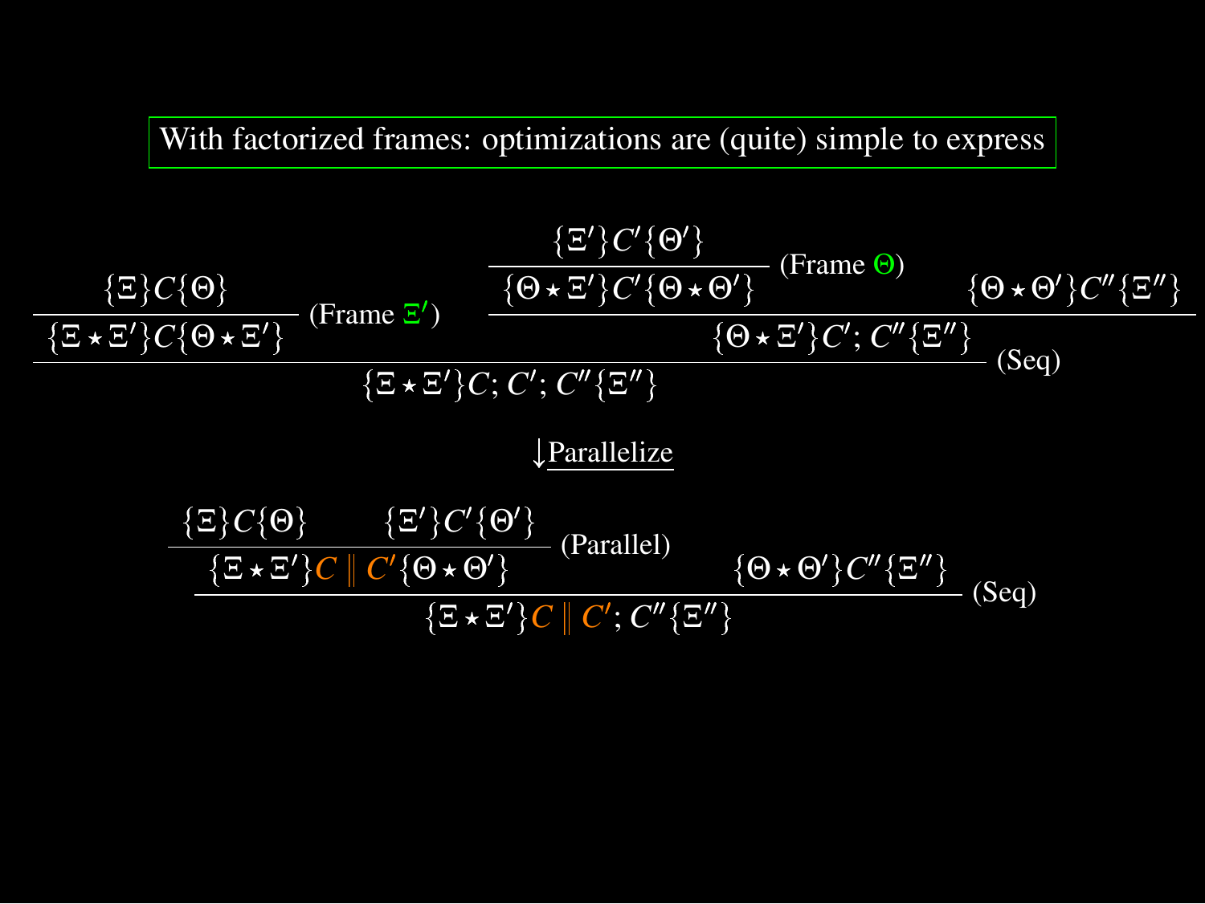**With factorized frames: optimizations are (quite) simple to express**

$$
\dfrac{
\dfrac{\{\Xi\}C\{\Theta\}}{\{\Xi \star \Xi'\}C\{\Theta \star \Xi'\}}\ (\text{Frame } \Xi')
\qquad
\dfrac{
\dfrac{\{\Xi'\}C'\{\Theta'\}}{\{\Theta \star \Xi'\}C'\{\Theta \star \Theta'\}}\ (\text{Frame } \Theta)
\qquad
\{\Theta \star \Theta'\}C''\{\Xi''\}
}{
\{\Theta \star \Xi'\}C';\, C''\{\Xi''\}
}\ (\text{Seq})
}{
\{\Xi \star \Xi'\}C;\, C';\, C''\{\Xi''\}
}\ (\text{Seq})
$$

$\downarrow$ Parallelize

$$
\dfrac{
\dfrac{\{\Xi\}C\{\Theta\} \qquad \{\Xi'\}C'\{\Theta'\}}{\{\Xi \star \Xi'\}C \parallel C'\{\Theta \star \Theta'\}}\ (\text{Parallel})
\qquad
\{\Theta \star \Theta'\}C''\{\Xi''\}
}{
\{\Xi \star \Xi'\}C \parallel C';\, C''\{\Xi''\}
}\ (\text{Seq})
$$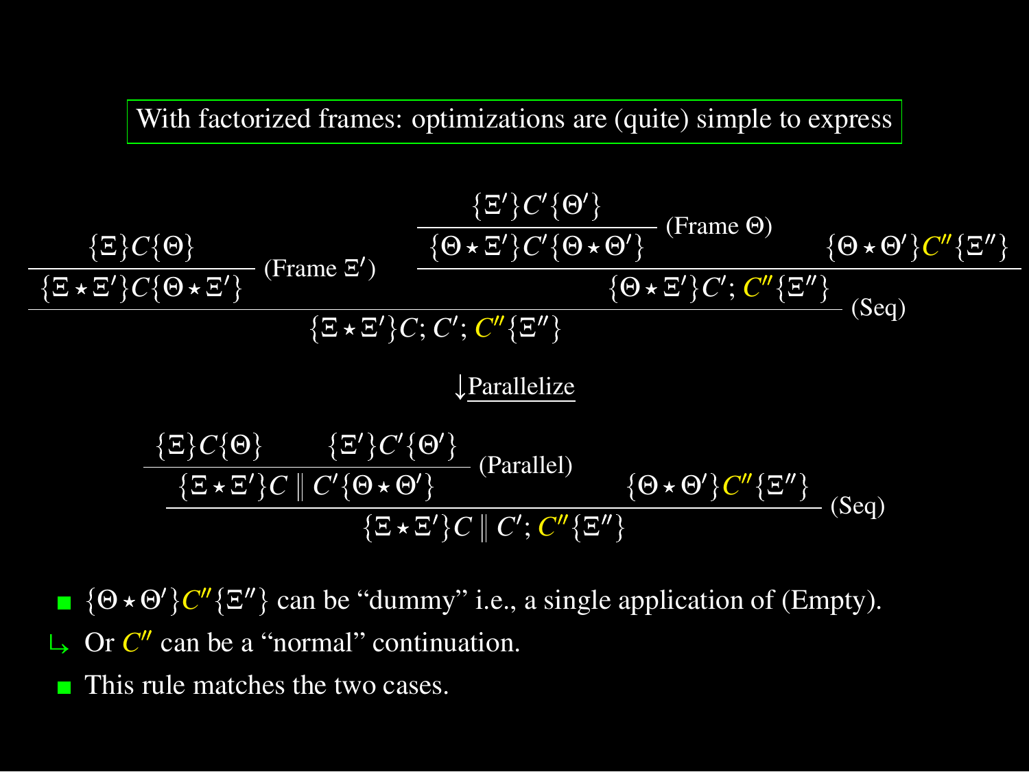**With factorized frames: optimizations are (quite) simple to express**

$$
\dfrac{
  \dfrac{\{\Xi\}C\{\Theta\}}{\{\Xi\star\Xi'\}C\{\Theta\star\Xi'\}}\ (\text{Frame }\Xi')
  \qquad
  \dfrac{
    \dfrac{\{\Xi'\}C'\{\Theta'\}}{\{\Theta\star\Xi'\}C'\{\Theta\star\Theta'\}}\ (\text{Frame }\Theta)
    \qquad
    \{\Theta\star\Theta'\}C''\{\Xi''\}
  }{\{\Theta\star\Xi'\}C';C''\{\Xi''\}}
}{\{\Xi\star\Xi'\}C;C';C''\{\Xi''\}}\ (\text{Seq})
$$

$\downarrow$ Parallelize

$$
\dfrac{
  \dfrac{\{\Xi\}C\{\Theta\} \qquad \{\Xi'\}C'\{\Theta'\}}{\{\Xi\star\Xi'\}C \parallel C'\{\Theta\star\Theta'\}}\ (\text{Parallel})
  \qquad
  \{\Theta\star\Theta'\}C''\{\Xi''\}
}{\{\Xi\star\Xi'\}C \parallel C';C''\{\Xi''\}}\ (\text{Seq})
$$

- $\{\Theta\star\Theta'\}C''\{\Xi''\}$ can be "dummy" i.e., a single application of (Empty).
  - ↳ Or $C''$ can be a "normal" continuation.
- This rule matches the two cases.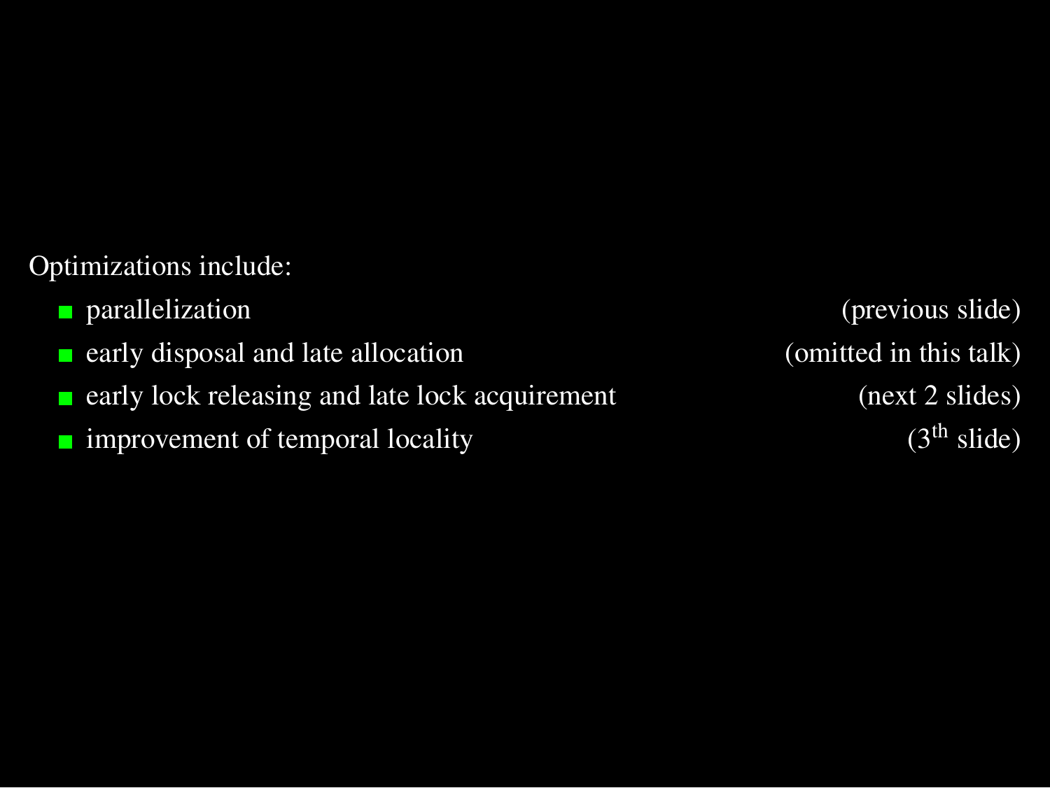Optimizations include:

- parallelization (previous slide)
- early disposal and late allocation (omitted in this talk)
- early lock releasing and late lock acquirement (next 2 slides)
- improvement of temporal locality ($3^{th}$ slide)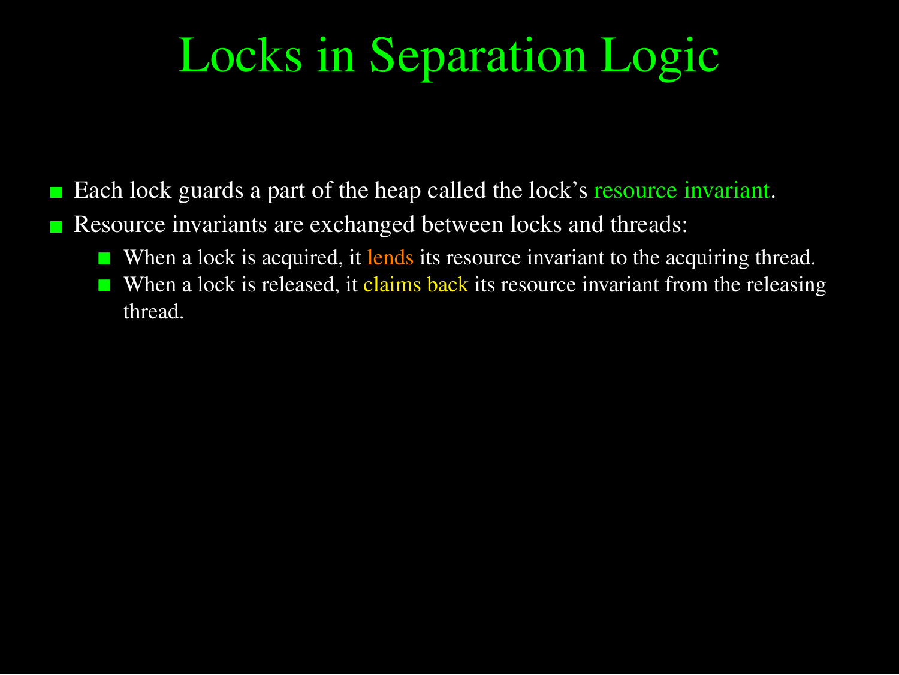# Locks in Separation Logic

- Each lock guards a part of the heap called the lock's resource invariant.
- Resource invariants are exchanged between locks and threads:
  - When a lock is acquired, it lends its resource invariant to the acquiring thread.
  - When a lock is released, it claims back its resource invariant from the releasing thread.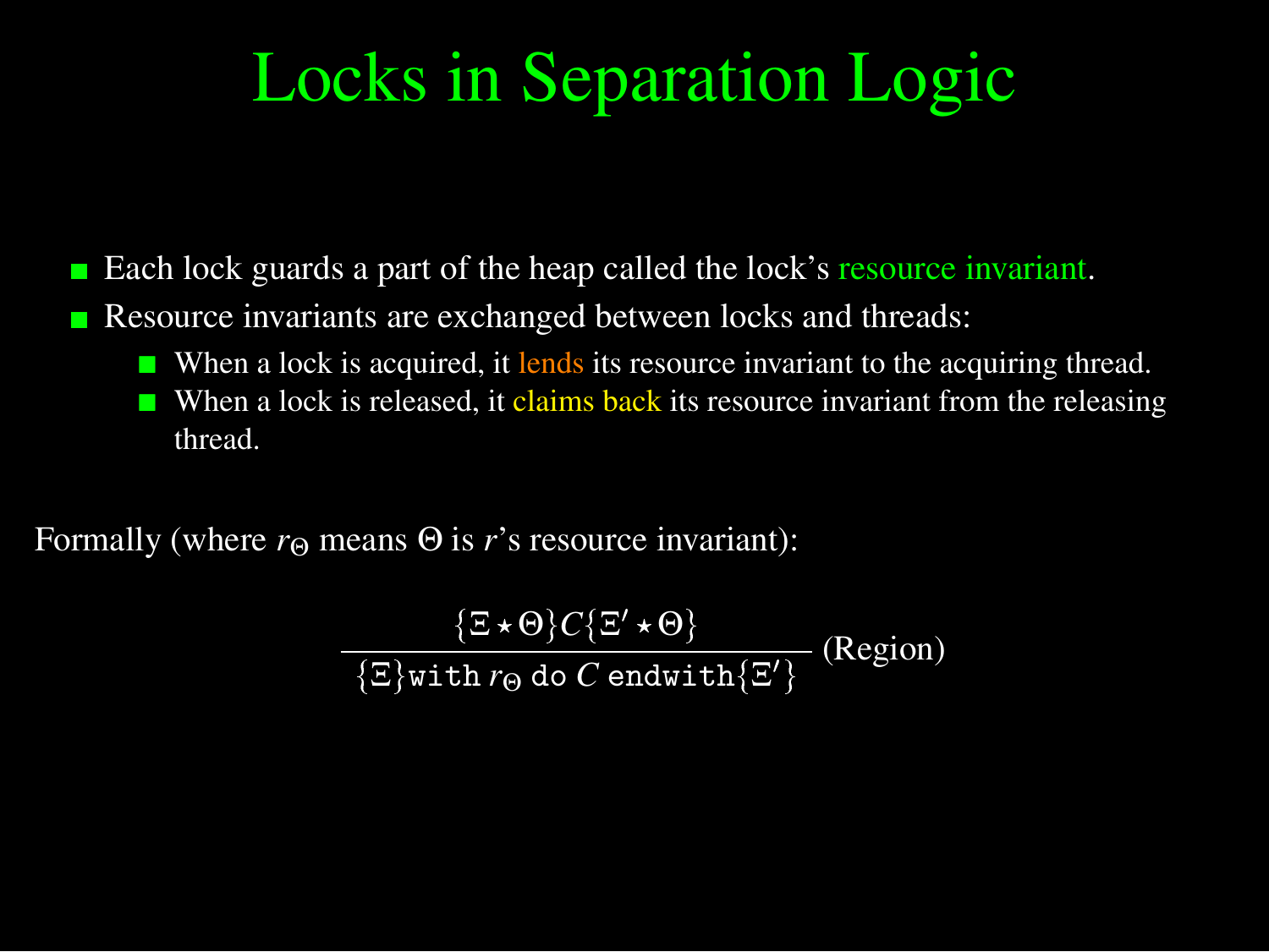# Locks in Separation Logic

- Each lock guards a part of the heap called the lock's resource invariant.
- Resource invariants are exchanged between locks and threads:
  - When a lock is acquired, it lends its resource invariant to the acquiring thread.
  - When a lock is released, it claims back its resource invariant from the releasing thread.

Formally (where $r_\Theta$ means $\Theta$ is $r$'s resource invariant):

$$\frac{\{\Xi \star \Theta\} C \{\Xi' \star \Theta\}}{\{\Xi\} \texttt{with}\; r_\Theta \;\texttt{do}\; C \;\texttt{endwith} \{\Xi'\}} \text{(Region)}$$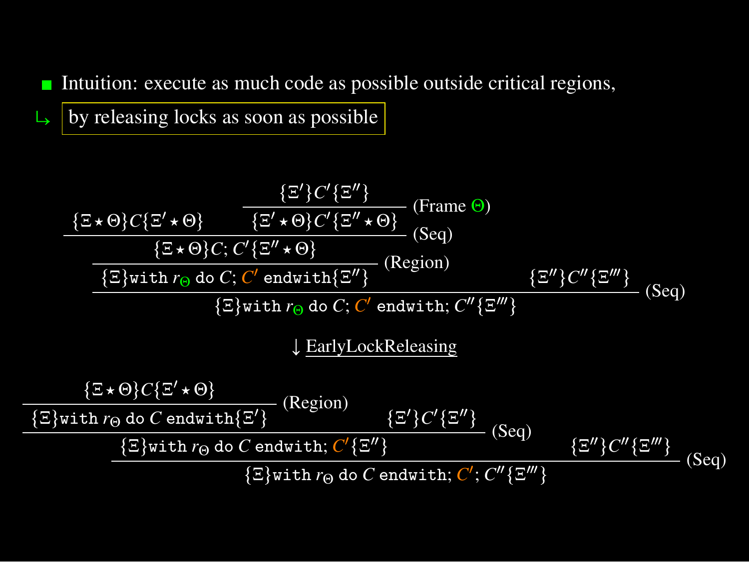- Intuition: execute as much code as possible outside critical regions,

↳ **by releasing locks as soon as possible**

$$
\dfrac{
  \dfrac{
    \dfrac{
      \{\Xi \star \Theta\} C \{\Xi' \star \Theta\}
      \qquad
      \dfrac{\{\Xi'\} C' \{\Xi''\}}{\{\Xi' \star \Theta\} C' \{\Xi'' \star \Theta\}}\ (\text{Frame } \Theta)
    }{
      \{\Xi \star \Theta\} C; C' \{\Xi'' \star \Theta\}
    }\ (\text{Seq})
  }{
    \{\Xi\} \texttt{with } r_\Theta \texttt{ do } C; C' \texttt{ endwith} \{\Xi''\}
  }\ (\text{Region})
  \qquad
  \{\Xi''\} C'' \{\Xi'''\}
}{
  \{\Xi\} \texttt{with } r_\Theta \texttt{ do } C; C' \texttt{ endwith}; C'' \{\Xi'''\}
}\ (\text{Seq})
$$

↓ EarlyLockReleasing

$$
\dfrac{
  \dfrac{
    \dfrac{
      \{\Xi \star \Theta\} C \{\Xi' \star \Theta\}
    }{
      \{\Xi\} \texttt{with } r_\Theta \texttt{ do } C \texttt{ endwith} \{\Xi'\}
    }\ (\text{Region})
    \qquad
    \{\Xi'\} C' \{\Xi''\}
  }{
    \{\Xi\} \texttt{with } r_\Theta \texttt{ do } C \texttt{ endwith}; C' \{\Xi''\}
  }\ (\text{Seq})
  \qquad
  \{\Xi''\} C'' \{\Xi'''\}
}{
  \{\Xi\} \texttt{with } r_\Theta \texttt{ do } C \texttt{ endwith}; C'; C'' \{\Xi'''\}
}\ (\text{Seq})
$$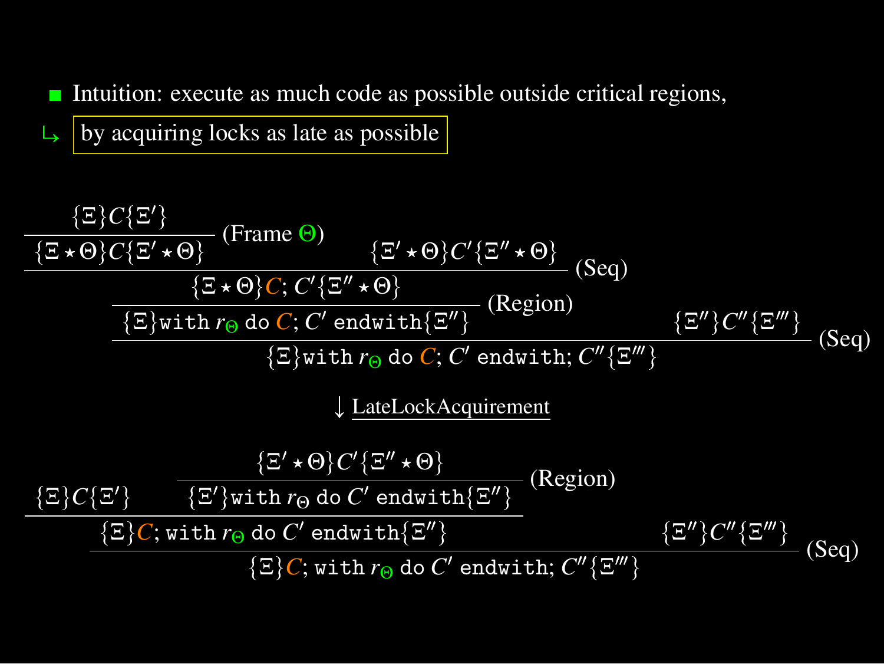- Intuition: execute as much code as possible outside critical regions,

  ↳ by acquiring locks as late as possible

$$
\cfrac{
  \cfrac{
    \cfrac{\{\Xi\}C\{\Xi'\}}{\{\Xi \star \Theta\}C\{\Xi' \star \Theta\}}\;(\text{Frame } \Theta)
    \qquad
    \{\Xi' \star \Theta\}C'\{\Xi'' \star \Theta\}
  }{
    \cfrac{\{\Xi \star \Theta\}C;\, C'\{\Xi'' \star \Theta\}}{\{\Xi\}\texttt{with } r_\Theta \texttt{ do } C;\, C' \texttt{ endwith}\{\Xi''\}}\;(\text{Region})
  }\;(\text{Seq})
  \qquad
  \{\Xi''\}C''\{\Xi'''\}
}{
  \{\Xi\}\texttt{with } r_\Theta \texttt{ do } C;\, C' \texttt{ endwith};\, C''\{\Xi'''\}
}\;(\text{Seq})
$$

↓ LateLockAcquirement

$$
\cfrac{
  \cfrac{
    \{\Xi\}C\{\Xi'\}
    \qquad
    \cfrac{\{\Xi' \star \Theta\}C'\{\Xi'' \star \Theta\}}{\{\Xi'\}\texttt{with } r_\Theta \texttt{ do } C' \texttt{ endwith}\{\Xi''\}}\;(\text{Region})
  }{
    \{\Xi\}C;\, \texttt{with } r_\Theta \texttt{ do } C' \texttt{ endwith}\{\Xi''\}
  }
  \qquad
  \{\Xi''\}C''\{\Xi'''\}
}{
  \{\Xi\}C;\, \texttt{with } r_\Theta \texttt{ do } C' \texttt{ endwith};\, C''\{\Xi'''\}
}\;(\text{Seq})
$$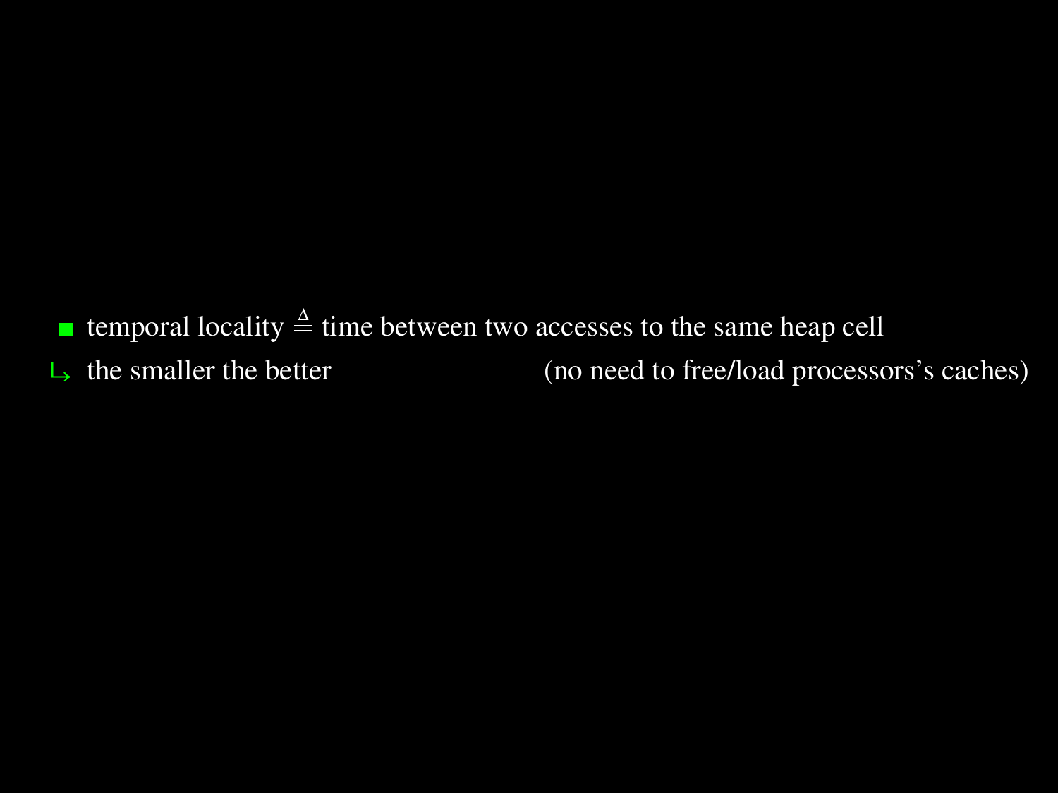- temporal locality $\triangleq$ time between two accesses to the same heap cell

↳ the smaller the better (no need to free/load processors's caches)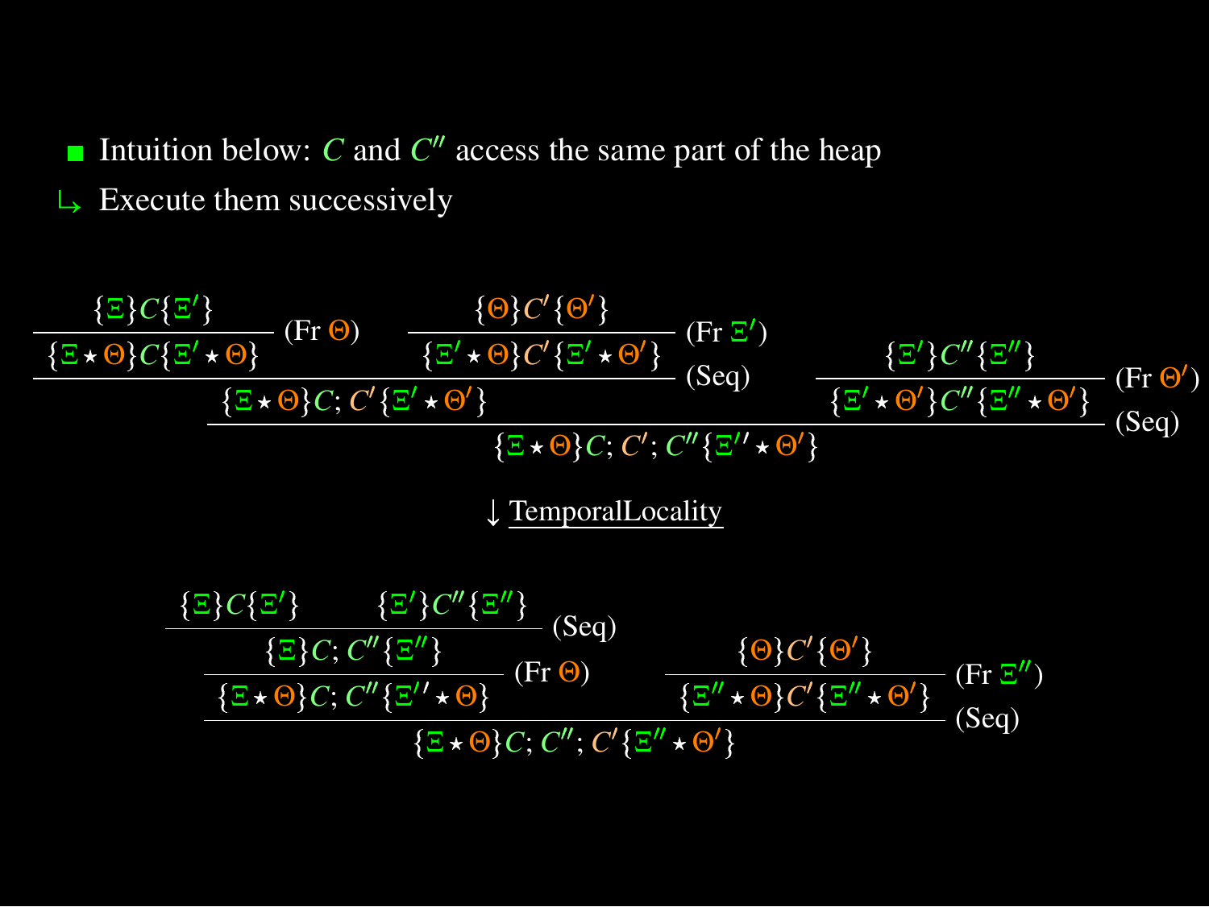- Intuition below: $C$ and $C''$ access the same part of the heap

↳ Execute them successively

$$
\dfrac{
  \dfrac{
    \dfrac{\{\Xi\}C\{\Xi'\}}{\{\Xi \star \Theta\}C\{\Xi' \star \Theta\}}\ (\text{Fr } \Theta)
    \qquad
    \dfrac{\{\Theta\}C'\{\Theta'\}}{\{\Xi' \star \Theta\}C'\{\Xi' \star \Theta'\}}\ (\text{Fr } \Xi')
  }{\{\Xi \star \Theta\}C; C'\{\Xi' \star \Theta'\}}\ (\text{Seq})
  \qquad
  \dfrac{\{\Xi'\}C''\{\Xi''\}}{\{\Xi' \star \Theta'\}C''\{\Xi'' \star \Theta'\}}\ (\text{Fr } \Theta')
}{\{\Xi \star \Theta\}C; C'; C''\{\Xi'' \star \Theta'\}}\ (\text{Seq})
$$

↓ <u>TemporalLocality</u>

$$
\dfrac{
  \dfrac{
    \dfrac{\{\Xi\}C\{\Xi'\} \qquad \{\Xi'\}C''\{\Xi''\}}{\{\Xi\}C; C''\{\Xi''\}}\ (\text{Seq})
  }{\{\Xi \star \Theta\}C; C''\{\Xi'' \star \Theta\}}\ (\text{Fr } \Theta)
  \qquad
  \dfrac{\{\Theta\}C'\{\Theta'\}}{\{\Xi'' \star \Theta\}C'\{\Xi'' \star \Theta'\}}\ (\text{Fr } \Xi'')
}{\{\Xi \star \Theta\}C; C''; C'\{\Xi'' \star \Theta'\}}\ (\text{Seq})
$$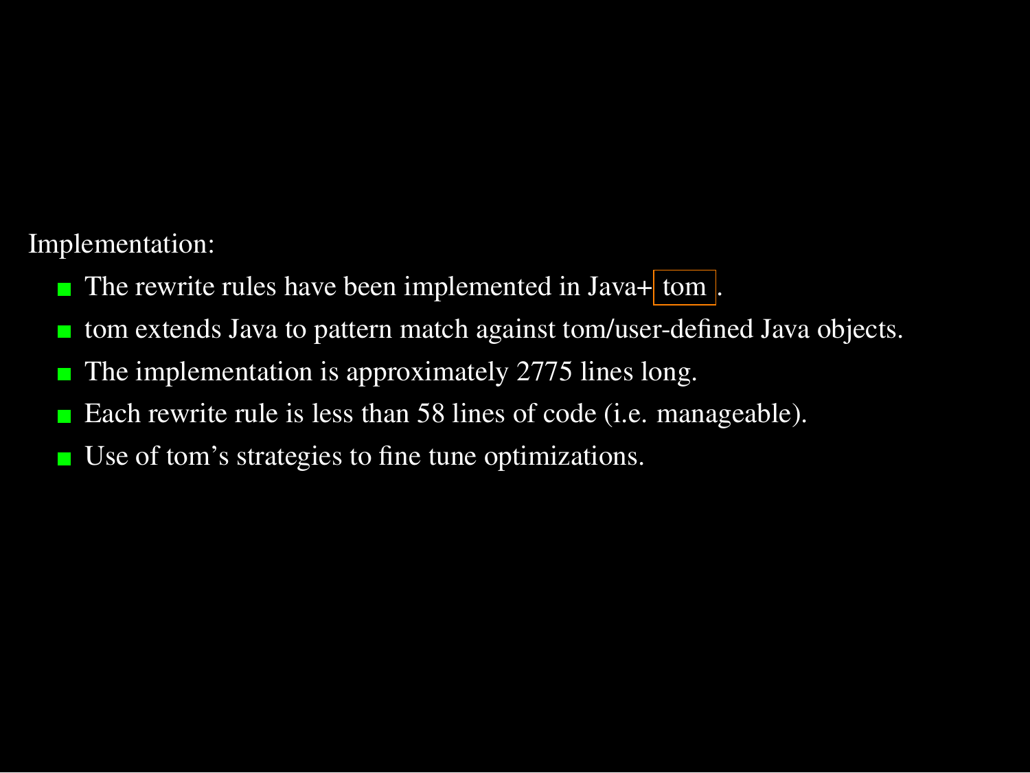Implementation:

- The rewrite rules have been implemented in Java+ tom .
- tom extends Java to pattern match against tom/user-defined Java objects.
- The implementation is approximately 2775 lines long.
- Each rewrite rule is less than 58 lines of code (i.e. manageable).
- Use of tom's strategies to fine tune optimizations.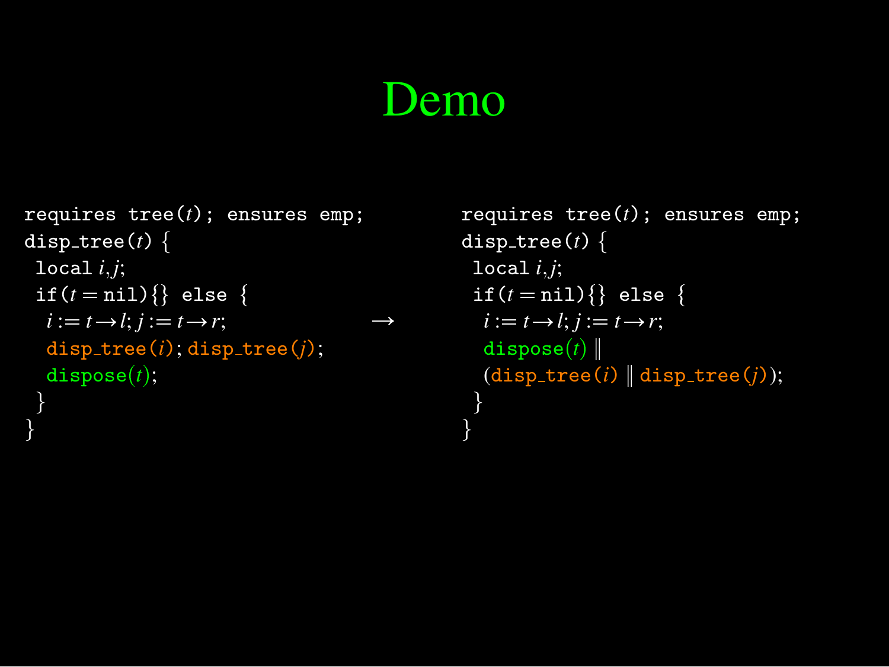# Demo

```
requires tree(t); ensures emp;
disp_tree(t) {
 local i,j;
 if(t = nil){} else {
  i := t→l; j := t→r;
  disp_tree(i); disp_tree(j);
  dispose(t);
 }
}
```

→

```
requires tree(t); ensures emp;
disp_tree(t) {
 local i,j;
 if(t = nil){} else {
  i := t→l; j := t→r;
  dispose(t) ‖
  (disp_tree(i) ‖ disp_tree(j));
 }
}
```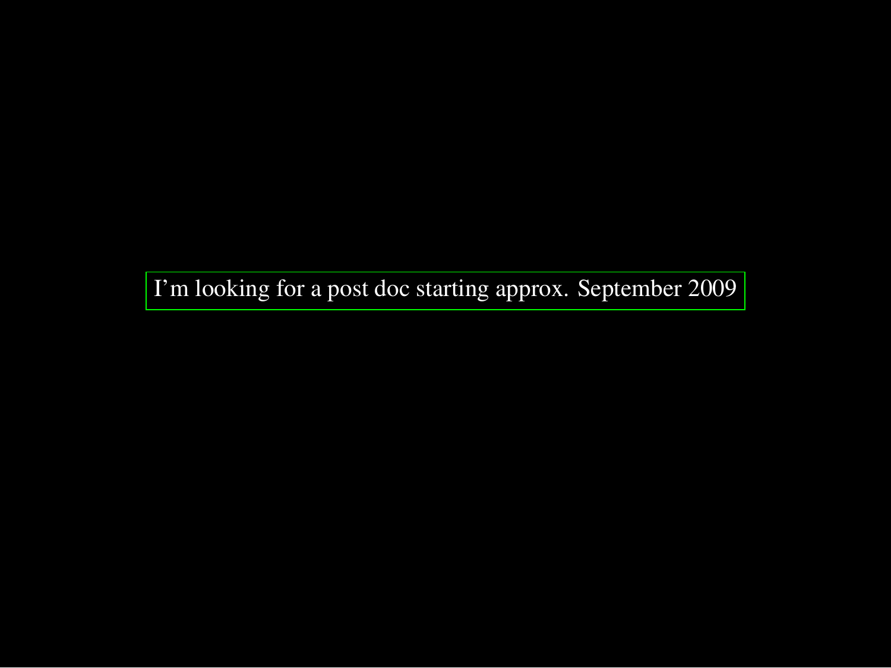I'm looking for a post doc starting approx. September 2009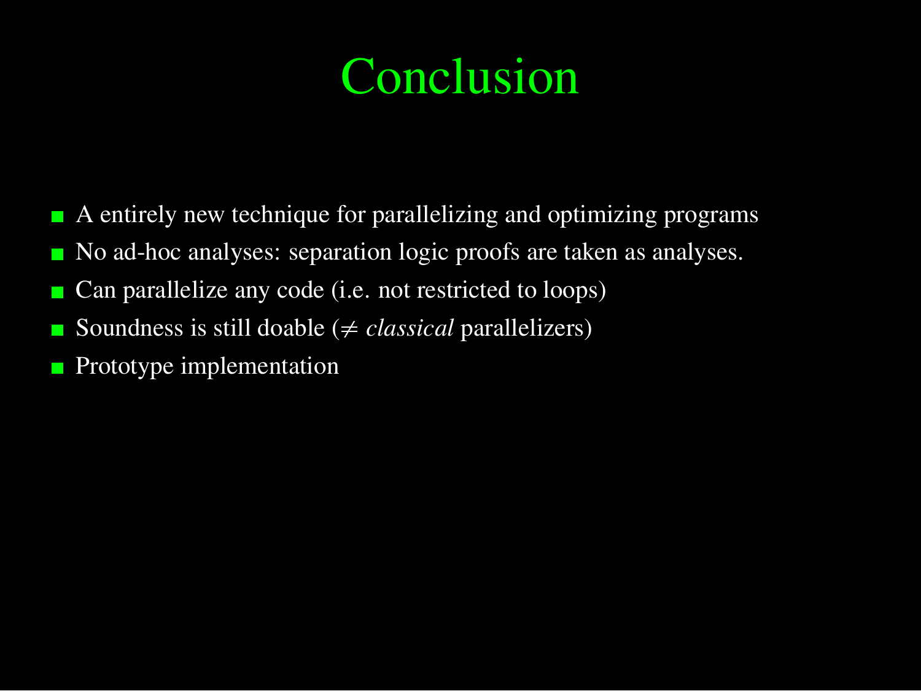# Conclusion

- A entirely new technique for parallelizing and optimizing programs
- No ad-hoc analyses: separation logic proofs are taken as analyses.
- Can parallelize any code (i.e. not restricted to loops)
- Soundness is still doable ($\neq$ *classical* parallelizers)
- Prototype implementation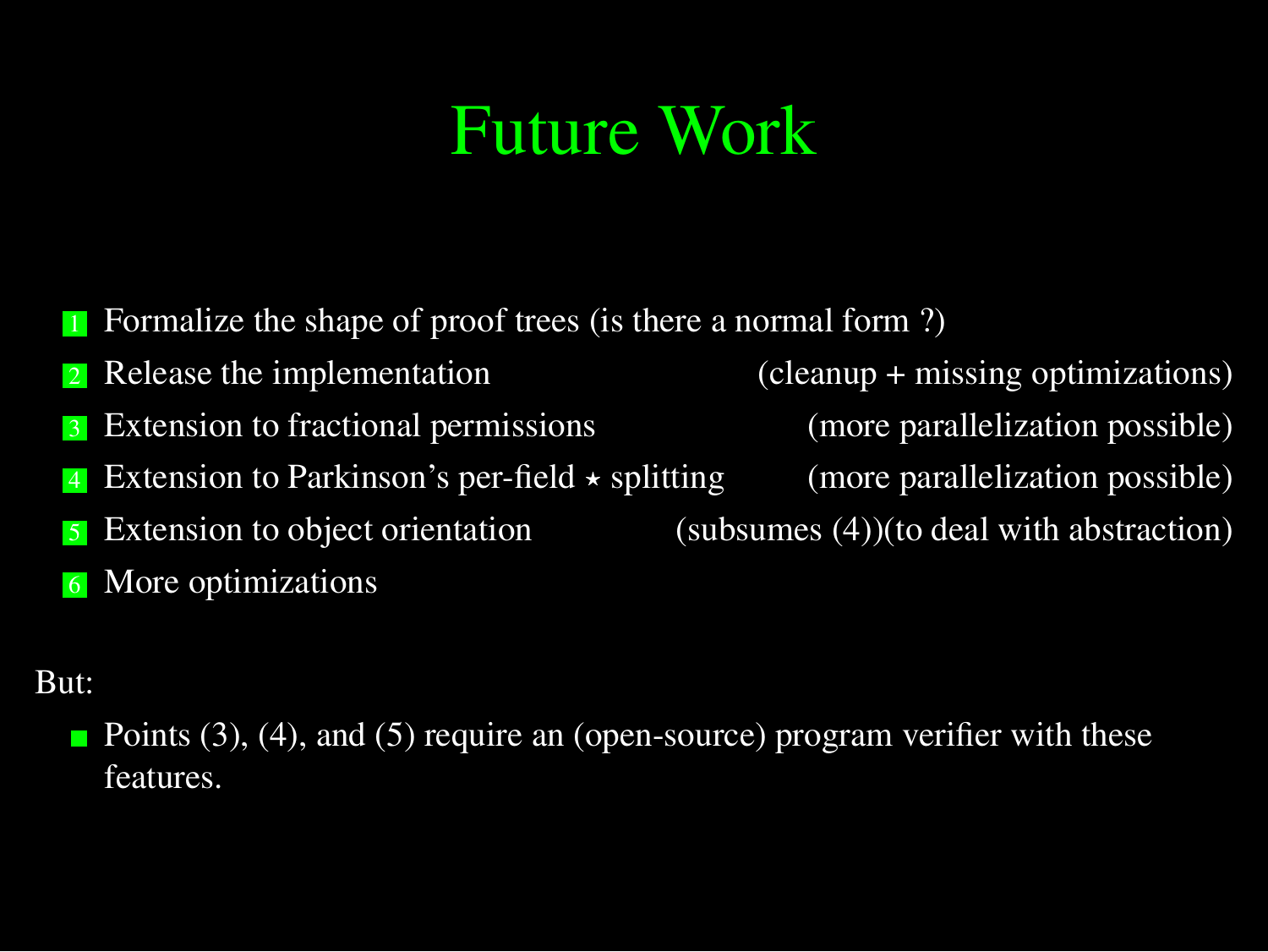# Future Work

1. Formalize the shape of proof trees (is there a normal form ?)
2. Release the implementation (cleanup + missing optimizations)
3. Extension to fractional permissions (more parallelization possible)
4. Extension to Parkinson's per-field $\star$ splitting (more parallelization possible)
5. Extension to object orientation (subsumes (4))(to deal with abstraction)
6. More optimizations

But:

- Points (3), (4), and (5) require an (open-source) program verifier with these features.